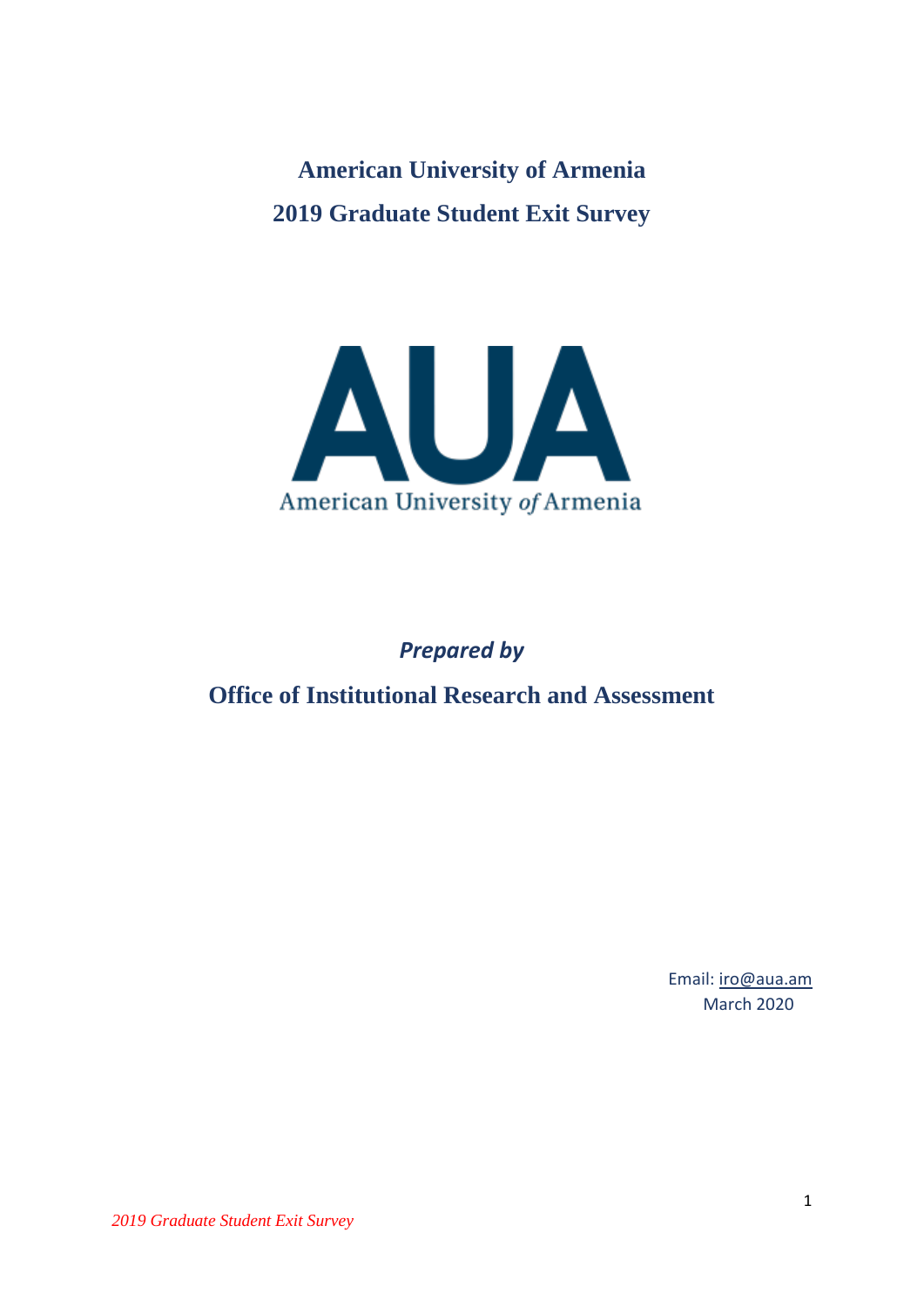# American University of Armenia

# 2019 Graduate Student Exit Survey

*Prepared by*

## Office of Institutional Research and Assessment

Email: iro@aua.am

March 2020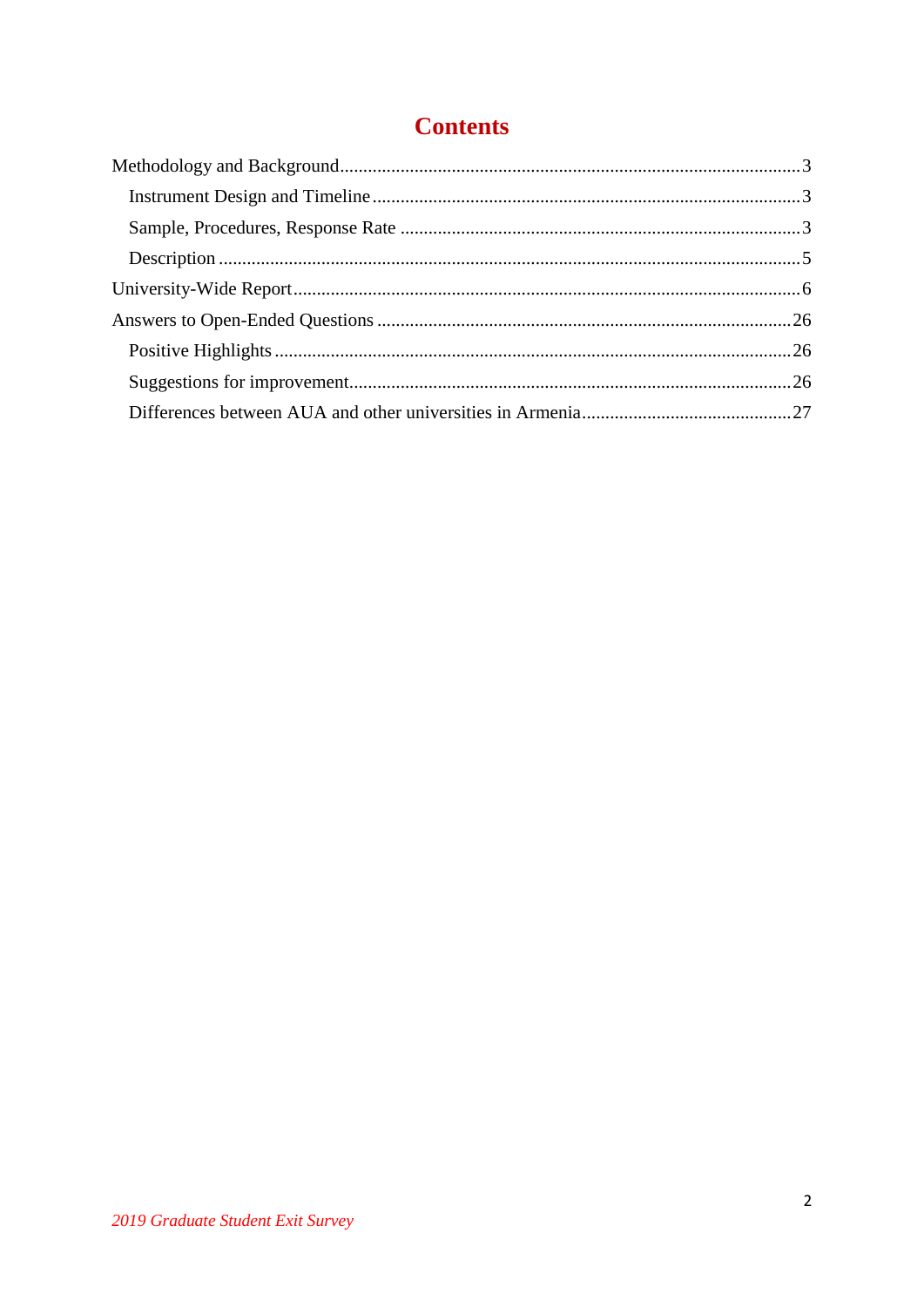# Contents

Methodology and Background....................................................................................................3

Instrument Design and Timeline............................................................................................3

Sample, Procedures, Response Rate .......................................................................................3

Description .............................................................................................................................5

University-Wide Report.............................................................................................................6

Answers to Open-Ended Questions .........................................................................................26

Positive Highlights ...............................................................................................................26

Suggestions for improvement...............................................................................................26

Differences between AUA and other universities in Armenia.............................................27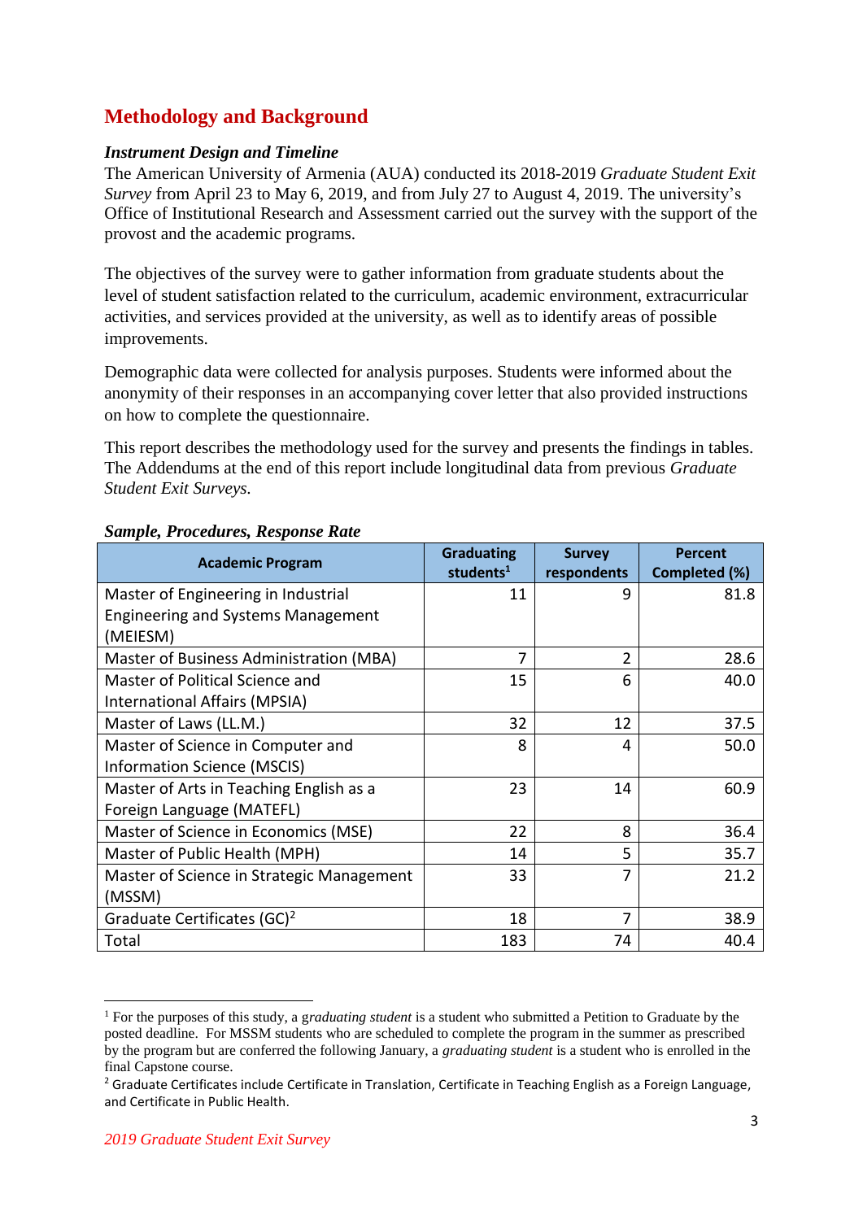## Methodology and Background

### *Instrument Design and Timeline*

The American University of Armenia (AUA) conducted its 2018-2019 *Graduate Student Exit Survey* from April 23 to May 6, 2019, and from July 27 to August 4, 2019. The university's Office of Institutional Research and Assessment carried out the survey with the support of the provost and the academic programs.

The objectives of the survey were to gather information from graduate students about the level of student satisfaction related to the curriculum, academic environment, extracurricular activities, and services provided at the university, as well as to identify areas of possible improvements.

Demographic data were collected for analysis purposes. Students were informed about the anonymity of their responses in an accompanying cover letter that also provided instructions on how to complete the questionnaire.

This report describes the methodology used for the survey and presents the findings in tables. The Addendums at the end of this report include longitudinal data from previous *Graduate Student Exit Surveys.*

### *Sample, Procedures, Response Rate*

| Academic Program | Graduating students[1] | Survey respondents | Percent Completed (%) |
|---|---|---|---|
| Master of Engineering in Industrial Engineering and Systems Management (MEIESM) | 11 | 9 | 81.8 |
| Master of Business Administration (MBA) | 7 | 2 | 28.6 |
| Master of Political Science and International Affairs (MPSIA) | 15 | 6 | 40.0 |
| Master of Laws (LL.M.) | 32 | 12 | 37.5 |
| Master of Science in Computer and Information Science (MSCIS) | 8 | 4 | 50.0 |
| Master of Arts in Teaching English as a Foreign Language (MATEFL) | 23 | 14 | 60.9 |
| Master of Science in Economics (MSE) | 22 | 8 | 36.4 |
| Master of Public Health (MPH) | 14 | 5 | 35.7 |
| Master of Science in Strategic Management (MSSM) | 33 | 7 | 21.2 |
| Graduate Certificates (GC)[2] | 18 | 7 | 38.9 |
| Total | 183 | 74 | 40.4 |

[1] For the purposes of this study, a *graduating student* is a student who submitted a Petition to Graduate by the posted deadline. For MSSM students who are scheduled to complete the program in the summer as prescribed by the program but are conferred the following January, a *graduating student* is a student who is enrolled in the final Capstone course.

[2] Graduate Certificates include Certificate in Translation, Certificate in Teaching English as a Foreign Language, and Certificate in Public Health.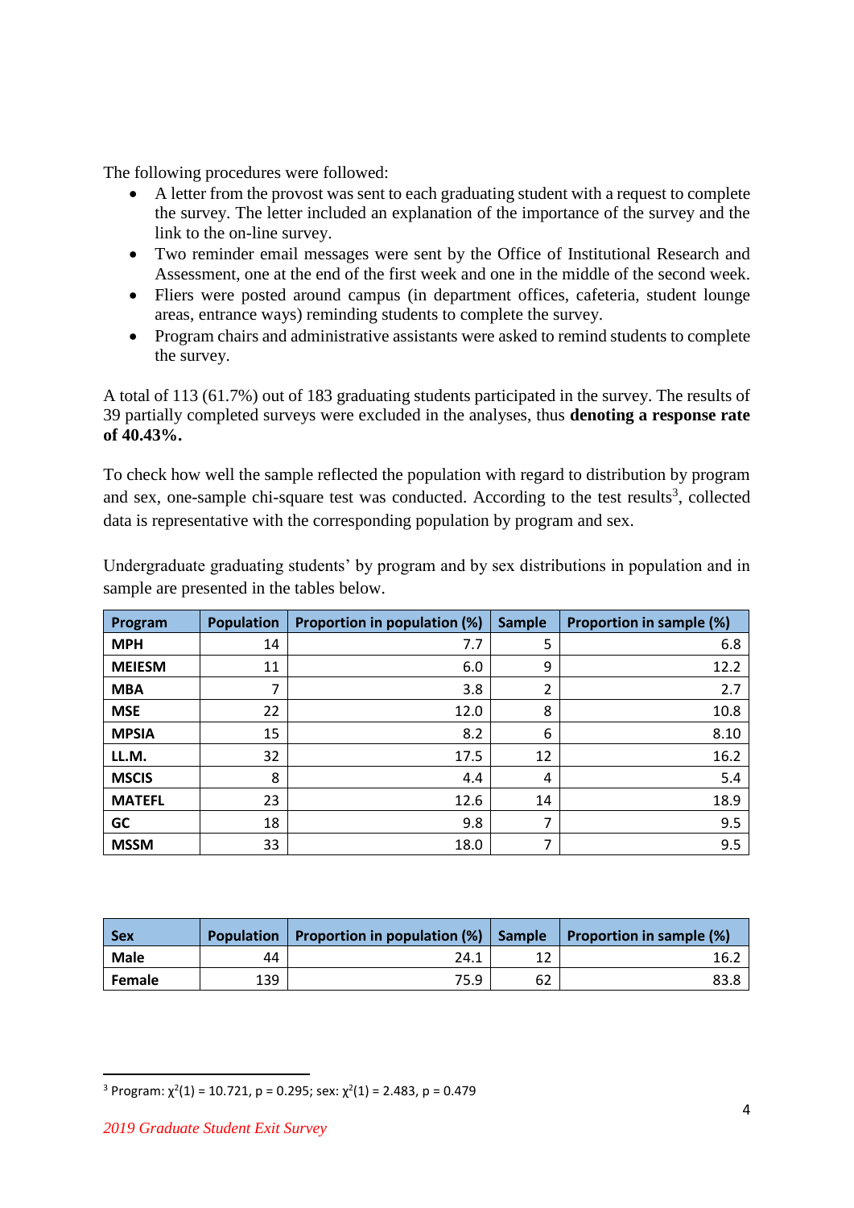The following procedures were followed:

- A letter from the provost was sent to each graduating student with a request to complete the survey. The letter included an explanation of the importance of the survey and the link to the on-line survey.
- Two reminder email messages were sent by the Office of Institutional Research and Assessment, one at the end of the first week and one in the middle of the second week.
- Fliers were posted around campus (in department offices, cafeteria, student lounge areas, entrance ways) reminding students to complete the survey.
- Program chairs and administrative assistants were asked to remind students to complete the survey.

A total of 113 (61.7%) out of 183 graduating students participated in the survey. The results of 39 partially completed surveys were excluded in the analyses, thus **denoting a response rate of 40.43%.**

To check how well the sample reflected the population with regard to distribution by program and sex, one-sample chi-square test was conducted. According to the test results[3], collected data is representative with the corresponding population by program and sex.

Undergraduate graduating students' by program and by sex distributions in population and in sample are presented in the tables below.

| Program | Population | Proportion in population (%) | Sample | Proportion in sample (%) |
|---|---|---|---|---|
| **MPH** | 14 | 7.7 | 5 | 6.8 |
| **MEIESM** | 11 | 6.0 | 9 | 12.2 |
| **MBA** | 7 | 3.8 | 2 | 2.7 |
| **MSE** | 22 | 12.0 | 8 | 10.8 |
| **MPSIA** | 15 | 8.2 | 6 | 8.10 |
| **LL.M.** | 32 | 17.5 | 12 | 16.2 |
| **MSCIS** | 8 | 4.4 | 4 | 5.4 |
| **MATEFL** | 23 | 12.6 | 14 | 18.9 |
| **GC** | 18 | 9.8 | 7 | 9.5 |
| **MSSM** | 33 | 18.0 | 7 | 9.5 |

| Sex | Population | Proportion in population (%) | Sample | Proportion in sample (%) |
|---|---|---|---|---|
| **Male** | 44 | 24.1 | 12 | 16.2 |
| **Female** | 139 | 75.9 | 62 | 83.8 |

[3] Program: $\chi^2(1) = 10.721$, $p = 0.295$; sex: $\chi^2(1) = 2.483$, $p = 0.479$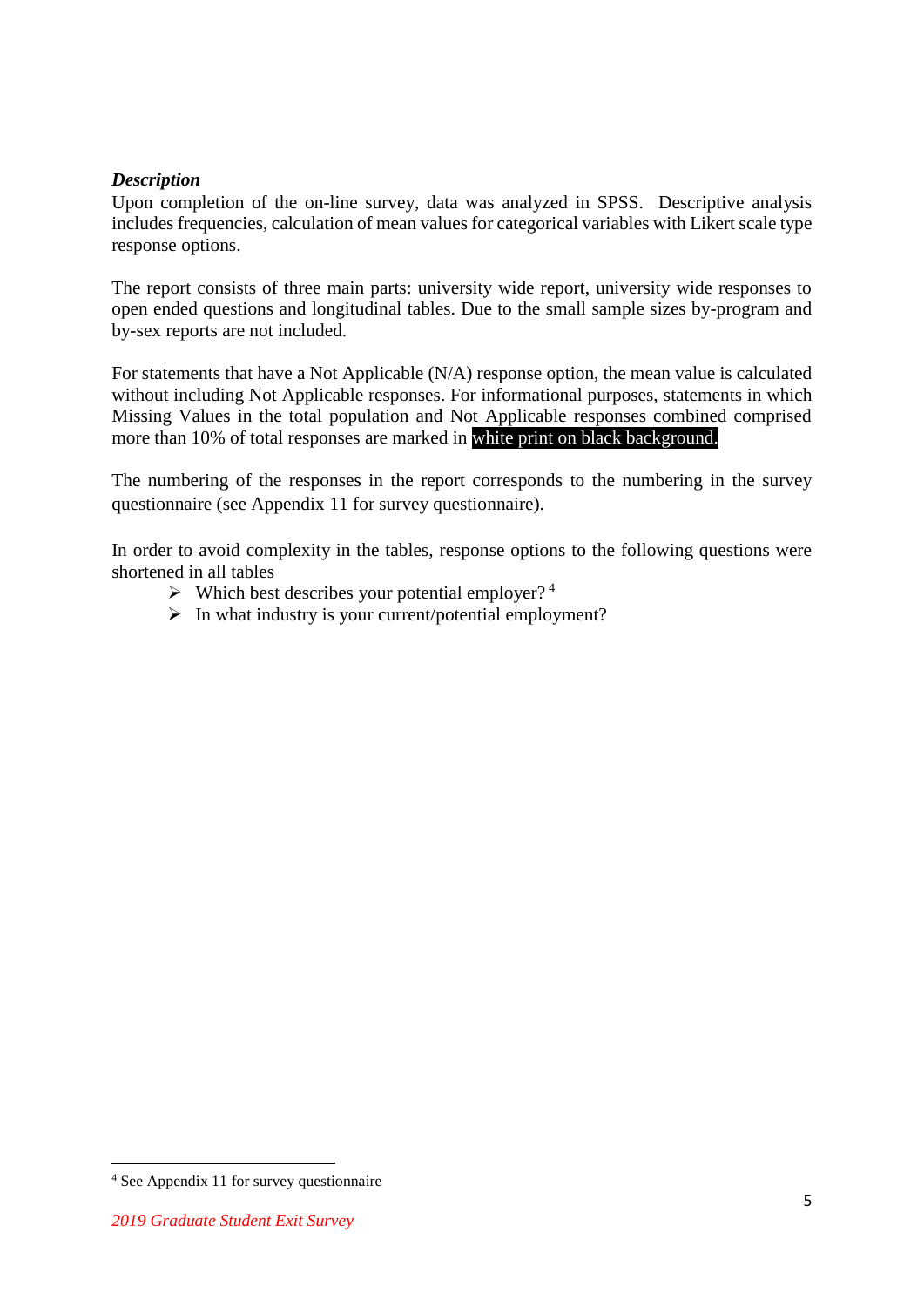***Description***

Upon completion of the on-line survey, data was analyzed in SPSS. Descriptive analysis includes frequencies, calculation of mean values for categorical variables with Likert scale type response options.

The report consists of three main parts: university wide report, university wide responses to open ended questions and longitudinal tables. Due to the small sample sizes by-program and by-sex reports are not included.

For statements that have a Not Applicable (N/A) response option, the mean value is calculated without including Not Applicable responses. For informational purposes, statements in which Missing Values in the total population and Not Applicable responses combined comprised more than 10% of total responses are marked in white print on black background.

The numbering of the responses in the report corresponds to the numbering in the survey questionnaire (see Appendix 11 for survey questionnaire).

In order to avoid complexity in the tables, response options to the following questions were shortened in all tables

- Which best describes your potential employer? [4]
- In what industry is your current/potential employment?

[4] See Appendix 11 for survey questionnaire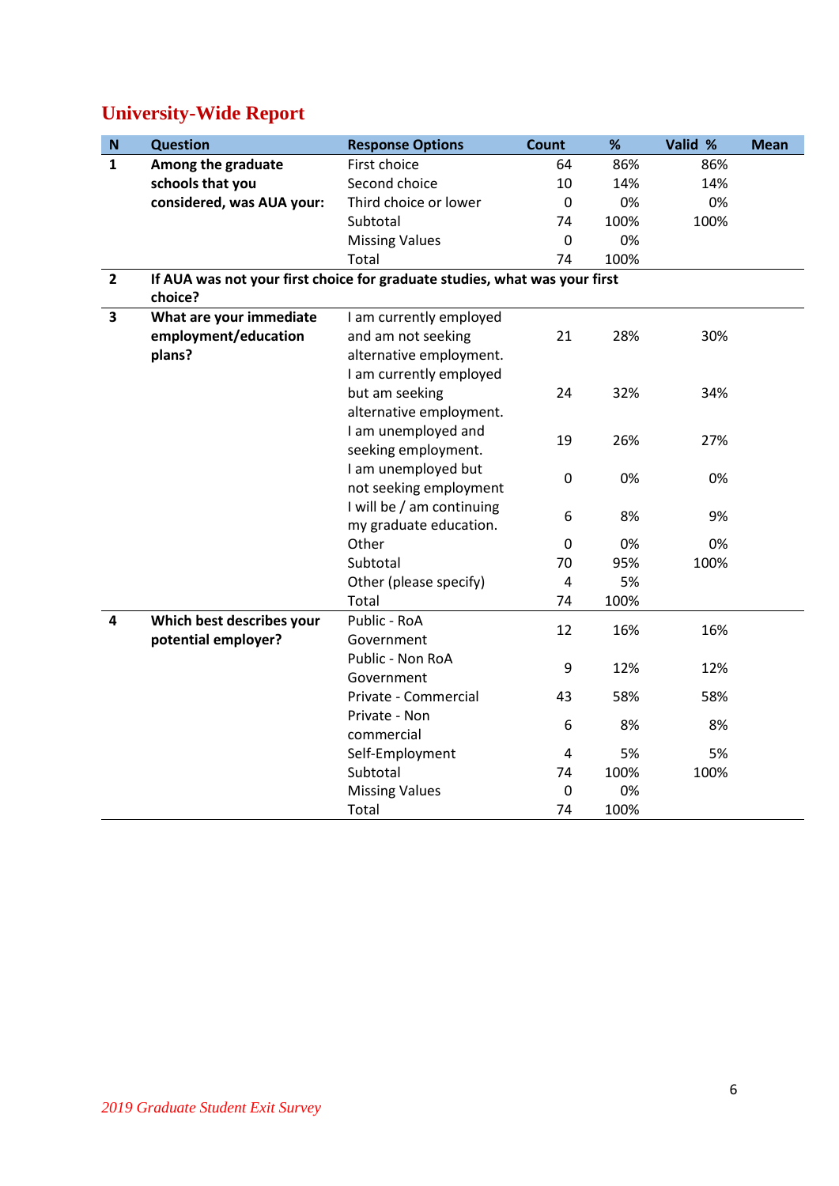## University-Wide Report

| N | Question | Response Options | Count | % | Valid % | Mean |
|---|---|---|---|---|---|---|
| 1 | Among the graduate schools that you considered, was AUA your: | First choice | 64 | 86% | 86% | |
| | | Second choice | 10 | 14% | 14% | |
| | | Third choice or lower | 0 | 0% | 0% | |
| | | Subtotal | 74 | 100% | 100% | |
| | | Missing Values | 0 | 0% | | |
| | | Total | 74 | 100% | | |
| 2 | If AUA was not your first choice for graduate studies, what was your first choice? | | | | | |
| 3 | What are your immediate employment/education plans? | I am currently employed and am not seeking alternative employment. | 21 | 28% | 30% | |
| | | I am currently employed but am seeking alternative employment. | 24 | 32% | 34% | |
| | | I am unemployed and seeking employment. | 19 | 26% | 27% | |
| | | I am unemployed but not seeking employment | 0 | 0% | 0% | |
| | | I will be / am continuing my graduate education. | 6 | 8% | 9% | |
| | | Other | 0 | 0% | 0% | |
| | | Subtotal | 70 | 95% | 100% | |
| | | Other (please specify) | 4 | 5% | | |
| | | Total | 74 | 100% | | |
| 4 | Which best describes your potential employer? | Public - RoA Government | 12 | 16% | 16% | |
| | | Public - Non RoA Government | 9 | 12% | 12% | |
| | | Private - Commercial | 43 | 58% | 58% | |
| | | Private - Non commercial | 6 | 8% | 8% | |
| | | Self-Employment | 4 | 5% | 5% | |
| | | Subtotal | 74 | 100% | 100% | |
| | | Missing Values | 0 | 0% | | |
| | | Total | 74 | 100% | | |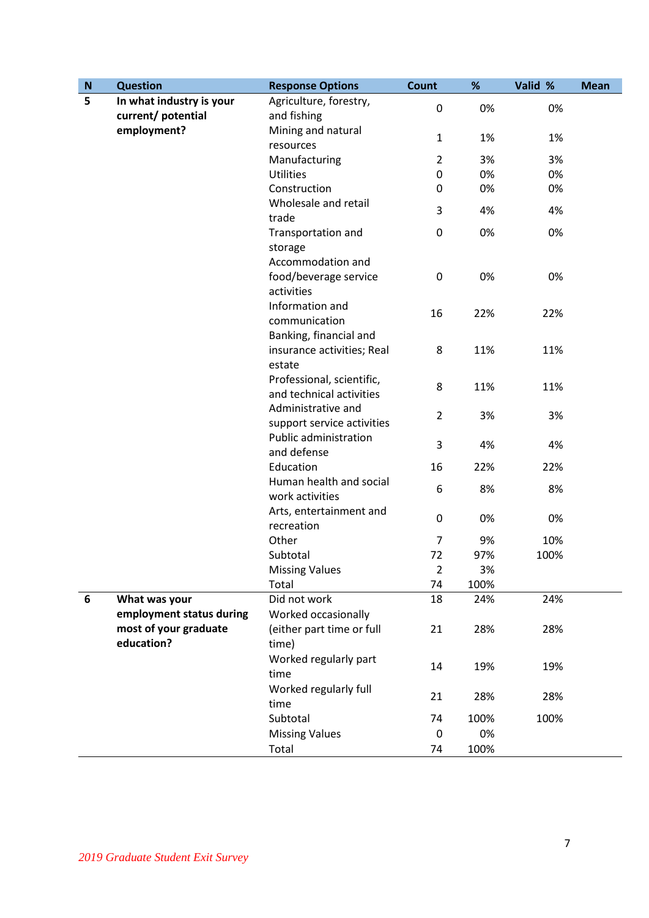| N | Question | Response Options | Count | % | Valid % | Mean |
|---|---|---|---|---|---|---|
| 5 | **In what industry is your current/ potential employment?** | Agriculture, forestry, and fishing | 0 | 0% | 0% | |
| | | Mining and natural resources | 1 | 1% | 1% | |
| | | Manufacturing | 2 | 3% | 3% | |
| | | Utilities | 0 | 0% | 0% | |
| | | Construction | 0 | 0% | 0% | |
| | | Wholesale and retail trade | 3 | 4% | 4% | |
| | | Transportation and storage | 0 | 0% | 0% | |
| | | Accommodation and food/beverage service activities | 0 | 0% | 0% | |
| | | Information and communication | 16 | 22% | 22% | |
| | | Banking, financial and insurance activities; Real estate | 8 | 11% | 11% | |
| | | Professional, scientific, and technical activities | 8 | 11% | 11% | |
| | | Administrative and support service activities | 2 | 3% | 3% | |
| | | Public administration and defense | 3 | 4% | 4% | |
| | | Education | 16 | 22% | 22% | |
| | | Human health and social work activities | 6 | 8% | 8% | |
| | | Arts, entertainment and recreation | 0 | 0% | 0% | |
| | | Other | 7 | 9% | 10% | |
| | | Subtotal | 72 | 97% | 100% | |
| | | Missing Values | 2 | 3% | | |
| | | Total | 74 | 100% | | |
| 6 | **What was your employment status during most of your graduate education?** | Did not work | 18 | 24% | 24% | |
| | | Worked occasionally (either part time or full time) | 21 | 28% | 28% | |
| | | Worked regularly part time | 14 | 19% | 19% | |
| | | Worked regularly full time | 21 | 28% | 28% | |
| | | Subtotal | 74 | 100% | 100% | |
| | | Missing Values | 0 | 0% | | |
| | | Total | 74 | 100% | | |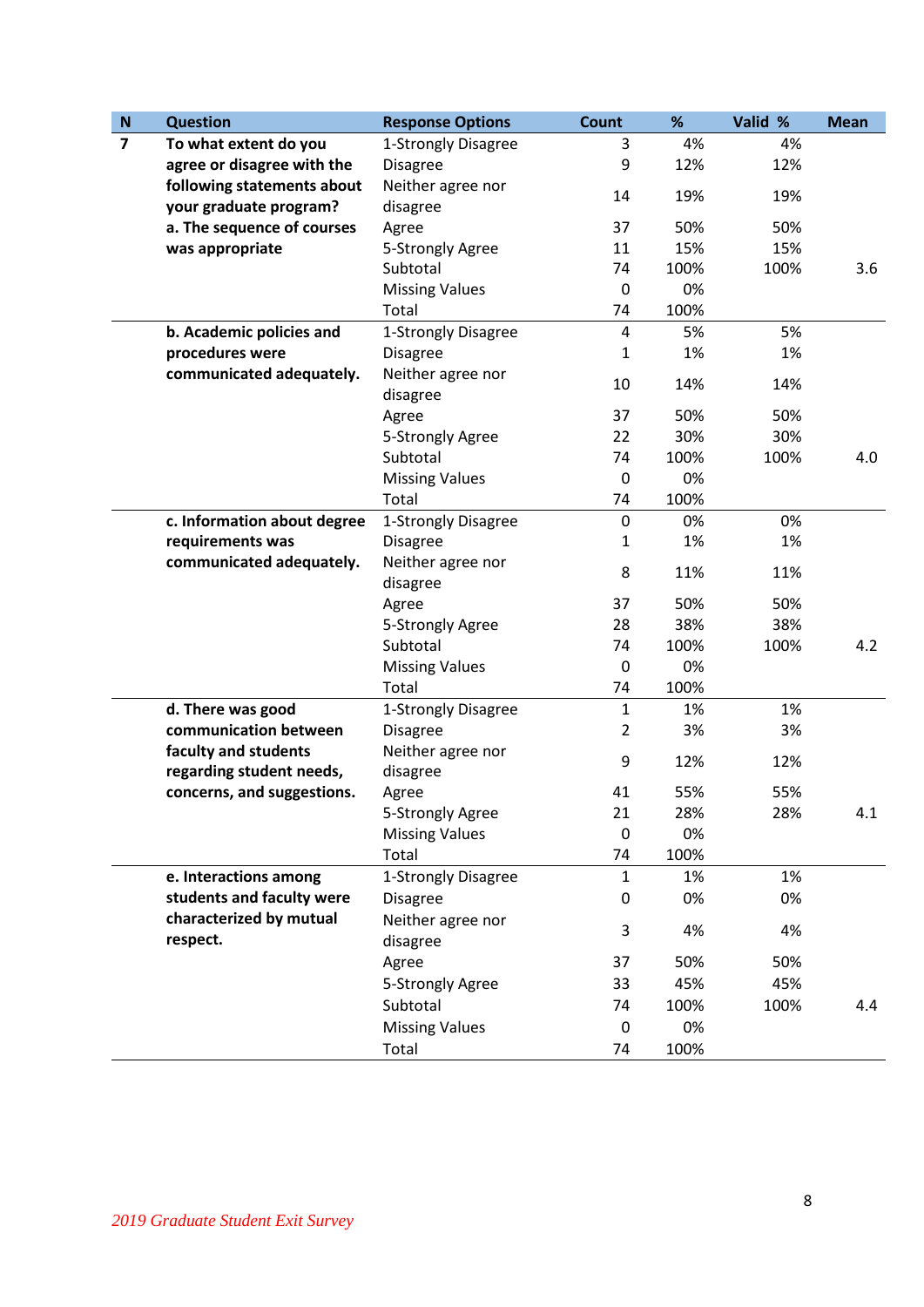| N | Question | Response Options | Count | % | Valid % | Mean |
|---|---|---|---|---|---|---|
| 7 | **To what extent do you agree or disagree with the following statements about your graduate program? a. The sequence of courses was appropriate** | 1-Strongly Disagree | 3 | 4% | 4% | |
| | | Disagree | 9 | 12% | 12% | |
| | | Neither agree nor disagree | 14 | 19% | 19% | |
| | | Agree | 37 | 50% | 50% | |
| | | 5-Strongly Agree | 11 | 15% | 15% | |
| | | Subtotal | 74 | 100% | 100% | 3.6 |
| | | Missing Values | 0 | 0% | | |
| | | Total | 74 | 100% | | |
| | **b. Academic policies and procedures were communicated adequately.** | 1-Strongly Disagree | 4 | 5% | 5% | |
| | | Disagree | 1 | 1% | 1% | |
| | | Neither agree nor disagree | 10 | 14% | 14% | |
| | | Agree | 37 | 50% | 50% | |
| | | 5-Strongly Agree | 22 | 30% | 30% | |
| | | Subtotal | 74 | 100% | 100% | 4.0 |
| | | Missing Values | 0 | 0% | | |
| | | Total | 74 | 100% | | |
| | **c. Information about degree requirements was communicated adequately.** | 1-Strongly Disagree | 0 | 0% | 0% | |
| | | Disagree | 1 | 1% | 1% | |
| | | Neither agree nor disagree | 8 | 11% | 11% | |
| | | Agree | 37 | 50% | 50% | |
| | | 5-Strongly Agree | 28 | 38% | 38% | |
| | | Subtotal | 74 | 100% | 100% | 4.2 |
| | | Missing Values | 0 | 0% | | |
| | | Total | 74 | 100% | | |
| | **d. There was good communication between faculty and students regarding student needs, concerns, and suggestions.** | 1-Strongly Disagree | 1 | 1% | 1% | |
| | | Disagree | 2 | 3% | 3% | |
| | | Neither agree nor disagree | 9 | 12% | 12% | |
| | | Agree | 41 | 55% | 55% | |
| | | 5-Strongly Agree | 21 | 28% | 28% | 4.1 |
| | | Missing Values | 0 | 0% | | |
| | | Total | 74 | 100% | | |
| | **e. Interactions among students and faculty were characterized by mutual respect.** | 1-Strongly Disagree | 1 | 1% | 1% | |
| | | Disagree | 0 | 0% | 0% | |
| | | Neither agree nor disagree | 3 | 4% | 4% | |
| | | Agree | 37 | 50% | 50% | |
| | | 5-Strongly Agree | 33 | 45% | 45% | |
| | | Subtotal | 74 | 100% | 100% | 4.4 |
| | | Missing Values | 0 | 0% | | |
| | | Total | 74 | 100% | | |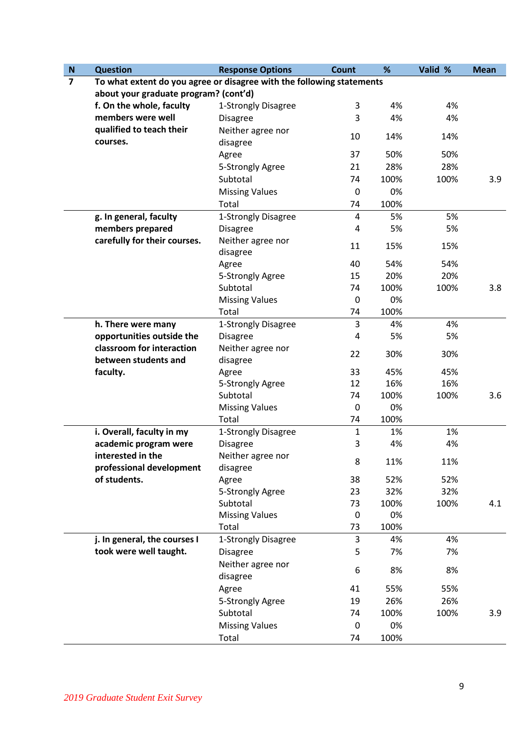| N | Question | Response Options | Count | % | Valid % | Mean |
|---|---|---|---|---|---|---|
| **7** | **To what extent do you agree or disagree with the following statements about your graduate program? (cont'd)** | | | | | |
| | **f. On the whole, faculty members were well qualified to teach their courses.** | 1-Strongly Disagree | 3 | 4% | 4% | |
| | | Disagree | 3 | 4% | 4% | |
| | | Neither agree nor disagree | 10 | 14% | 14% | |
| | | Agree | 37 | 50% | 50% | |
| | | 5-Strongly Agree | 21 | 28% | 28% | |
| | | Subtotal | 74 | 100% | 100% | 3.9 |
| | | Missing Values | 0 | 0% | | |
| | | Total | 74 | 100% | | |
| | **g. In general, faculty members prepared carefully for their courses.** | 1-Strongly Disagree | 4 | 5% | 5% | |
| | | Disagree | 4 | 5% | 5% | |
| | | Neither agree nor disagree | 11 | 15% | 15% | |
| | | Agree | 40 | 54% | 54% | |
| | | 5-Strongly Agree | 15 | 20% | 20% | |
| | | Subtotal | 74 | 100% | 100% | 3.8 |
| | | Missing Values | 0 | 0% | | |
| | | Total | 74 | 100% | | |
| | **h. There were many opportunities outside the classroom for interaction between students and faculty.** | 1-Strongly Disagree | 3 | 4% | 4% | |
| | | Disagree | 4 | 5% | 5% | |
| | | Neither agree nor disagree | 22 | 30% | 30% | |
| | | Agree | 33 | 45% | 45% | |
| | | 5-Strongly Agree | 12 | 16% | 16% | |
| | | Subtotal | 74 | 100% | 100% | 3.6 |
| | | Missing Values | 0 | 0% | | |
| | | Total | 74 | 100% | | |
| | **i. Overall, faculty in my academic program were interested in the professional development of students.** | 1-Strongly Disagree | 1 | 1% | 1% | |
| | | Disagree | 3 | 4% | 4% | |
| | | Neither agree nor disagree | 8 | 11% | 11% | |
| | | Agree | 38 | 52% | 52% | |
| | | 5-Strongly Agree | 23 | 32% | 32% | |
| | | Subtotal | 73 | 100% | 100% | 4.1 |
| | | Missing Values | 0 | 0% | | |
| | | Total | 73 | 100% | | |
| | **j. In general, the courses I took were well taught.** | 1-Strongly Disagree | 3 | 4% | 4% | |
| | | Disagree | 5 | 7% | 7% | |
| | | Neither agree nor disagree | 6 | 8% | 8% | |
| | | Agree | 41 | 55% | 55% | |
| | | 5-Strongly Agree | 19 | 26% | 26% | |
| | | Subtotal | 74 | 100% | 100% | 3.9 |
| | | Missing Values | 0 | 0% | | |
| | | Total | 74 | 100% | | |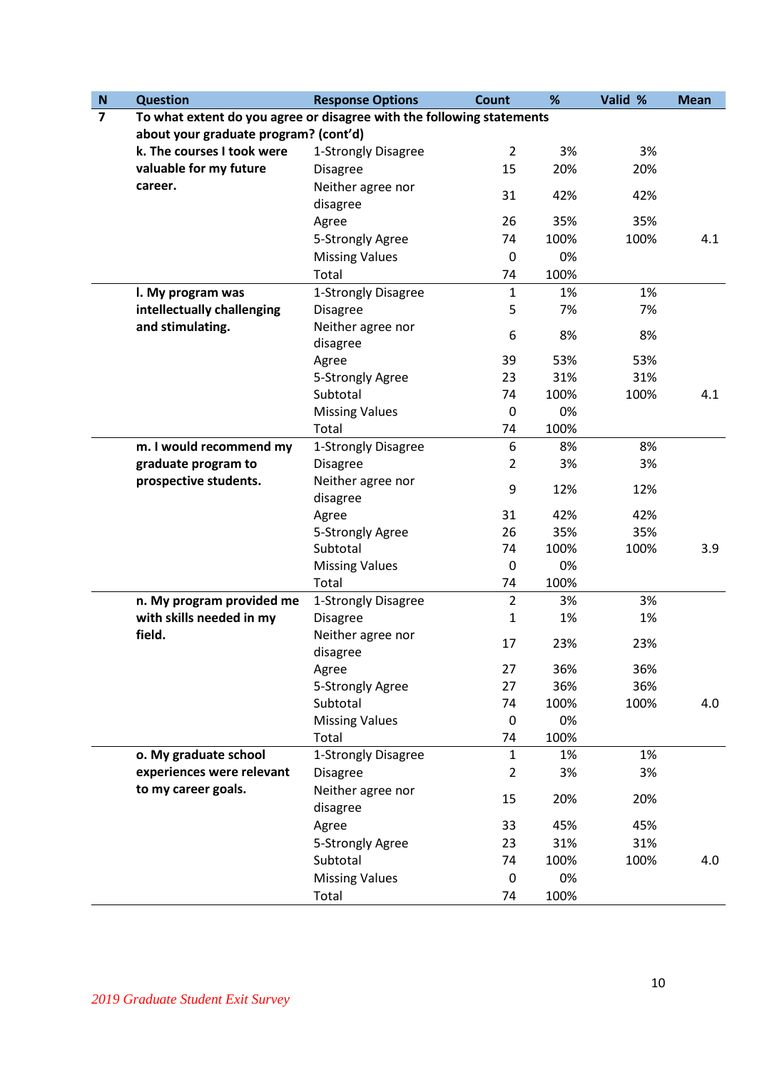| N | Question | Response Options | Count | % | Valid % | Mean |
|---|---|---|---|---|---|---|
| 7 | **To what extent do you agree or disagree with the following statements about your graduate program? (cont'd)** | | | | | |
| | **k. The courses I took were valuable for my future career.** | 1-Strongly Disagree | 2 | 3% | 3% | |
| | | Disagree | 15 | 20% | 20% | |
| | | Neither agree nor disagree | 31 | 42% | 42% | |
| | | Agree | 26 | 35% | 35% | |
| | | 5-Strongly Agree | 74 | 100% | 100% | 4.1 |
| | | Missing Values | 0 | 0% | | |
| | | Total | 74 | 100% | | |
| | **l. My program was intellectually challenging and stimulating.** | 1-Strongly Disagree | 1 | 1% | 1% | |
| | | Disagree | 5 | 7% | 7% | |
| | | Neither agree nor disagree | 6 | 8% | 8% | |
| | | Agree | 39 | 53% | 53% | |
| | | 5-Strongly Agree | 23 | 31% | 31% | |
| | | Subtotal | 74 | 100% | 100% | 4.1 |
| | | Missing Values | 0 | 0% | | |
| | | Total | 74 | 100% | | |
| | **m. I would recommend my graduate program to prospective students.** | 1-Strongly Disagree | 6 | 8% | 8% | |
| | | Disagree | 2 | 3% | 3% | |
| | | Neither agree nor disagree | 9 | 12% | 12% | |
| | | Agree | 31 | 42% | 42% | |
| | | 5-Strongly Agree | 26 | 35% | 35% | |
| | | Subtotal | 74 | 100% | 100% | 3.9 |
| | | Missing Values | 0 | 0% | | |
| | | Total | 74 | 100% | | |
| | **n. My program provided me with skills needed in my field.** | 1-Strongly Disagree | 2 | 3% | 3% | |
| | | Disagree | 1 | 1% | 1% | |
| | | Neither agree nor disagree | 17 | 23% | 23% | |
| | | Agree | 27 | 36% | 36% | |
| | | 5-Strongly Agree | 27 | 36% | 36% | |
| | | Subtotal | 74 | 100% | 100% | 4.0 |
| | | Missing Values | 0 | 0% | | |
| | | Total | 74 | 100% | | |
| | **o. My graduate school experiences were relevant to my career goals.** | 1-Strongly Disagree | 1 | 1% | 1% | |
| | | Disagree | 2 | 3% | 3% | |
| | | Neither agree nor disagree | 15 | 20% | 20% | |
| | | Agree | 33 | 45% | 45% | |
| | | 5-Strongly Agree | 23 | 31% | 31% | |
| | | Subtotal | 74 | 100% | 100% | 4.0 |
| | | Missing Values | 0 | 0% | | |
| | | Total | 74 | 100% | | |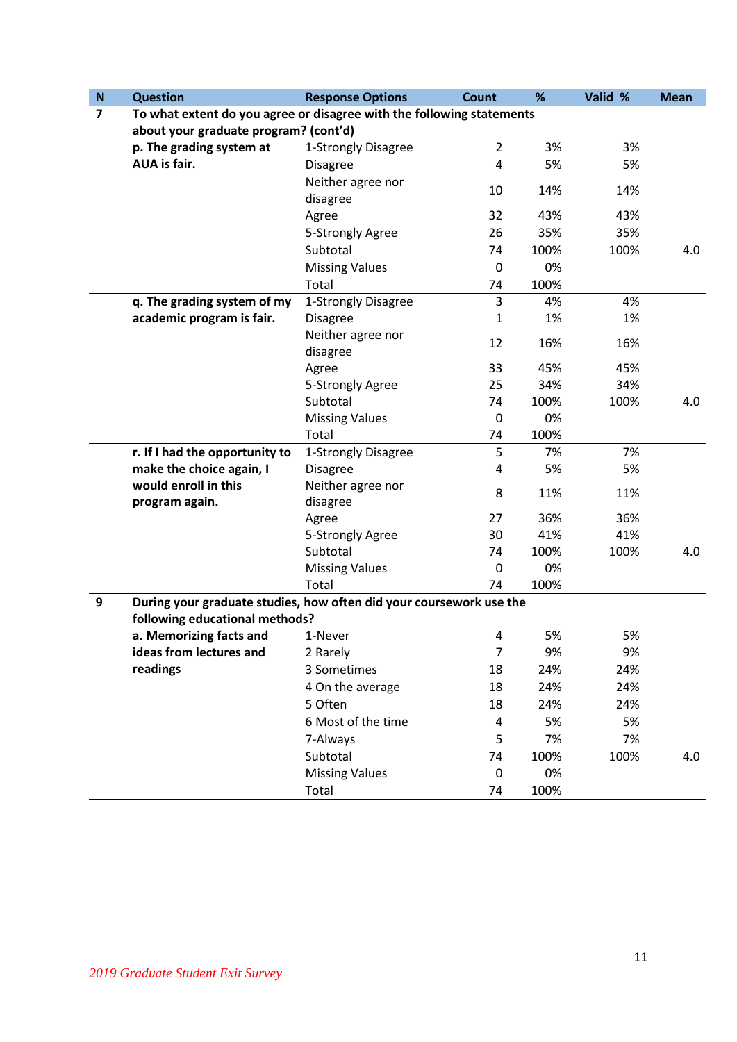| N | Question | Response Options | Count | % | Valid % | Mean |
|---|---|---|---|---|---|---|
| 7 | To what extent do you agree or disagree with the following statements about your graduate program? (cont'd) | | | | | |
| | p. The grading system at AUA is fair. | 1-Strongly Disagree | 2 | 3% | 3% | |
| | | Disagree | 4 | 5% | 5% | |
| | | Neither agree nor disagree | 10 | 14% | 14% | |
| | | Agree | 32 | 43% | 43% | |
| | | 5-Strongly Agree | 26 | 35% | 35% | |
| | | Subtotal | 74 | 100% | 100% | 4.0 |
| | | Missing Values | 0 | 0% | | |
| | | Total | 74 | 100% | | |
| | q. The grading system of my academic program is fair. | 1-Strongly Disagree | 3 | 4% | 4% | |
| | | Disagree | 1 | 1% | 1% | |
| | | Neither agree nor disagree | 12 | 16% | 16% | |
| | | Agree | 33 | 45% | 45% | |
| | | 5-Strongly Agree | 25 | 34% | 34% | |
| | | Subtotal | 74 | 100% | 100% | 4.0 |
| | | Missing Values | 0 | 0% | | |
| | | Total | 74 | 100% | | |
| | r. If I had the opportunity to make the choice again, I would enroll in this program again. | 1-Strongly Disagree | 5 | 7% | 7% | |
| | | Disagree | 4 | 5% | 5% | |
| | | Neither agree nor disagree | 8 | 11% | 11% | |
| | | Agree | 27 | 36% | 36% | |
| | | 5-Strongly Agree | 30 | 41% | 41% | |
| | | Subtotal | 74 | 100% | 100% | 4.0 |
| | | Missing Values | 0 | 0% | | |
| | | Total | 74 | 100% | | |
| 9 | During your graduate studies, how often did your coursework use the following educational methods? | | | | | |
| | a. Memorizing facts and ideas from lectures and readings | 1-Never | 4 | 5% | 5% | |
| | | 2 Rarely | 7 | 9% | 9% | |
| | | 3 Sometimes | 18 | 24% | 24% | |
| | | 4 On the average | 18 | 24% | 24% | |
| | | 5 Often | 18 | 24% | 24% | |
| | | 6 Most of the time | 4 | 5% | 5% | |
| | | 7-Always | 5 | 7% | 7% | |
| | | Subtotal | 74 | 100% | 100% | 4.0 |
| | | Missing Values | 0 | 0% | | |
| | | Total | 74 | 100% | | |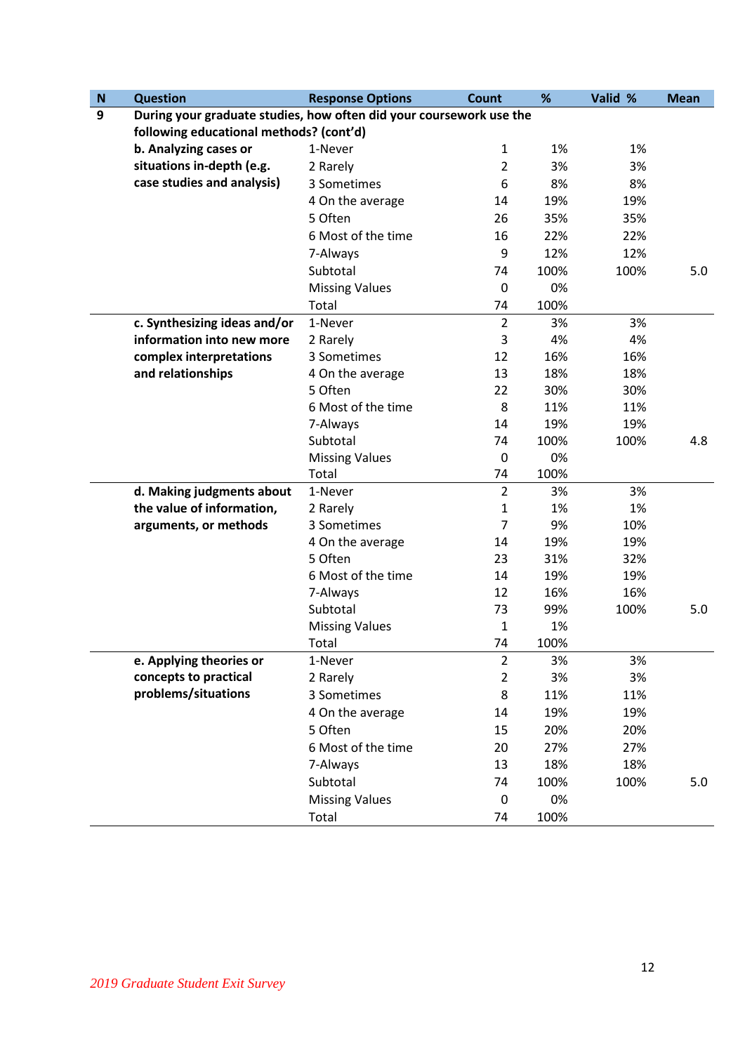| N | Question | Response Options | Count | % | Valid % | Mean |
|---|---|---|---|---|---|---|
| 9 | **During your graduate studies, how often did your coursework use the following educational methods? (cont'd)** | | | | | |
| | **b. Analyzing cases or situations in-depth (e.g. case studies and analysis)** | 1-Never | 1 | 1% | 1% | |
| | | 2 Rarely | 2 | 3% | 3% | |
| | | 3 Sometimes | 6 | 8% | 8% | |
| | | 4 On the average | 14 | 19% | 19% | |
| | | 5 Often | 26 | 35% | 35% | |
| | | 6 Most of the time | 16 | 22% | 22% | |
| | | 7-Always | 9 | 12% | 12% | |
| | | Subtotal | 74 | 100% | 100% | 5.0 |
| | | Missing Values | 0 | 0% | | |
| | | Total | 74 | 100% | | |
| | **c. Synthesizing ideas and/or information into new more complex interpretations and relationships** | 1-Never | 2 | 3% | 3% | |
| | | 2 Rarely | 3 | 4% | 4% | |
| | | 3 Sometimes | 12 | 16% | 16% | |
| | | 4 On the average | 13 | 18% | 18% | |
| | | 5 Often | 22 | 30% | 30% | |
| | | 6 Most of the time | 8 | 11% | 11% | |
| | | 7-Always | 14 | 19% | 19% | |
| | | Subtotal | 74 | 100% | 100% | 4.8 |
| | | Missing Values | 0 | 0% | | |
| | | Total | 74 | 100% | | |
| | **d. Making judgments about the value of information, arguments, or methods** | 1-Never | 2 | 3% | 3% | |
| | | 2 Rarely | 1 | 1% | 1% | |
| | | 3 Sometimes | 7 | 9% | 10% | |
| | | 4 On the average | 14 | 19% | 19% | |
| | | 5 Often | 23 | 31% | 32% | |
| | | 6 Most of the time | 14 | 19% | 19% | |
| | | 7-Always | 12 | 16% | 16% | |
| | | Subtotal | 73 | 99% | 100% | 5.0 |
| | | Missing Values | 1 | 1% | | |
| | | Total | 74 | 100% | | |
| | **e. Applying theories or concepts to practical problems/situations** | 1-Never | 2 | 3% | 3% | |
| | | 2 Rarely | 2 | 3% | 3% | |
| | | 3 Sometimes | 8 | 11% | 11% | |
| | | 4 On the average | 14 | 19% | 19% | |
| | | 5 Often | 15 | 20% | 20% | |
| | | 6 Most of the time | 20 | 27% | 27% | |
| | | 7-Always | 13 | 18% | 18% | |
| | | Subtotal | 74 | 100% | 100% | 5.0 |
| | | Missing Values | 0 | 0% | | |
| | | Total | 74 | 100% | | |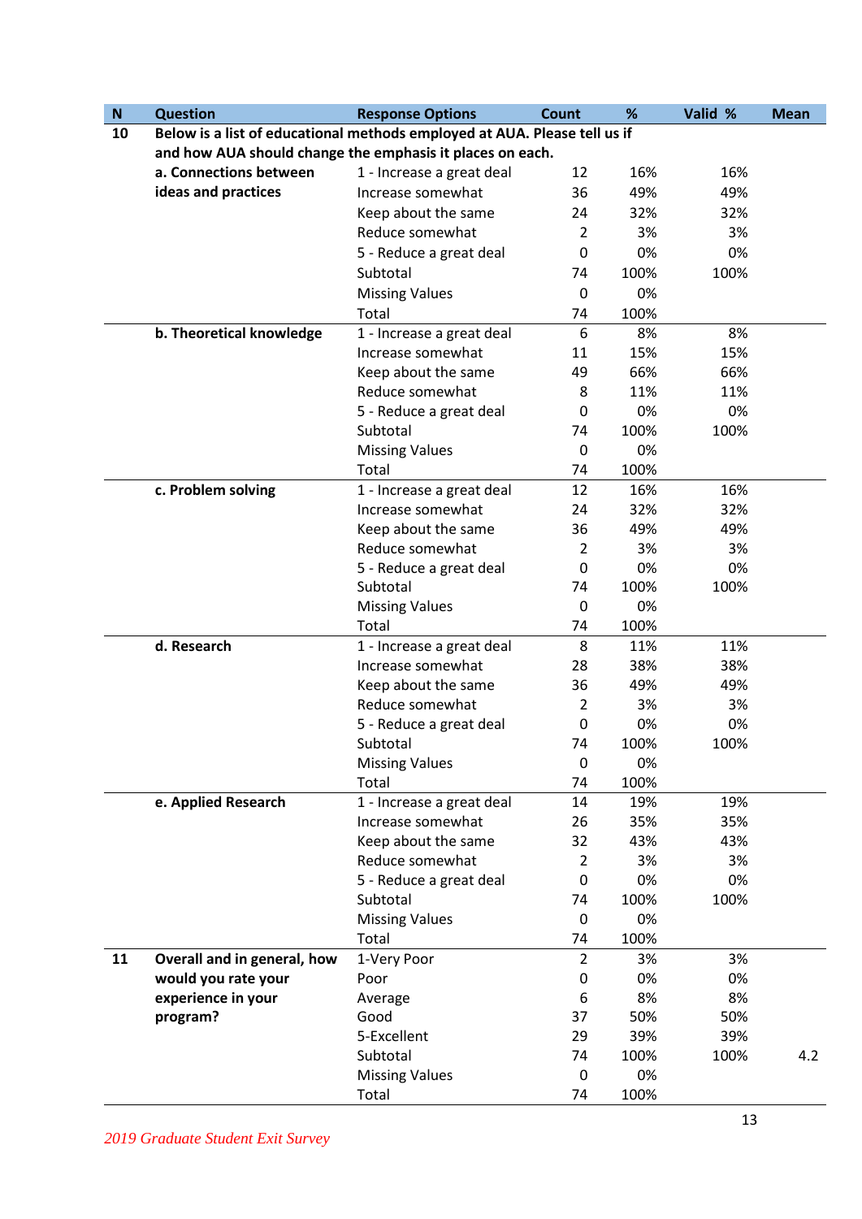| N | Question | Response Options | Count | % | Valid % | Mean |
|---|---|---|---|---|---|---|
| 10 | **Below is a list of educational methods employed at AUA. Please tell us if and how AUA should change the emphasis it places on each.** | | | | | |
| | **a. Connections between ideas and practices** | 1 - Increase a great deal | 12 | 16% | 16% | |
| | | Increase somewhat | 36 | 49% | 49% | |
| | | Keep about the same | 24 | 32% | 32% | |
| | | Reduce somewhat | 2 | 3% | 3% | |
| | | 5 - Reduce a great deal | 0 | 0% | 0% | |
| | | Subtotal | 74 | 100% | 100% | |
| | | Missing Values | 0 | 0% | | |
| | | Total | 74 | 100% | | |
| | **b. Theoretical knowledge** | 1 - Increase a great deal | 6 | 8% | 8% | |
| | | Increase somewhat | 11 | 15% | 15% | |
| | | Keep about the same | 49 | 66% | 66% | |
| | | Reduce somewhat | 8 | 11% | 11% | |
| | | 5 - Reduce a great deal | 0 | 0% | 0% | |
| | | Subtotal | 74 | 100% | 100% | |
| | | Missing Values | 0 | 0% | | |
| | | Total | 74 | 100% | | |
| | **c. Problem solving** | 1 - Increase a great deal | 12 | 16% | 16% | |
| | | Increase somewhat | 24 | 32% | 32% | |
| | | Keep about the same | 36 | 49% | 49% | |
| | | Reduce somewhat | 2 | 3% | 3% | |
| | | 5 - Reduce a great deal | 0 | 0% | 0% | |
| | | Subtotal | 74 | 100% | 100% | |
| | | Missing Values | 0 | 0% | | |
| | | Total | 74 | 100% | | |
| | **d. Research** | 1 - Increase a great deal | 8 | 11% | 11% | |
| | | Increase somewhat | 28 | 38% | 38% | |
| | | Keep about the same | 36 | 49% | 49% | |
| | | Reduce somewhat | 2 | 3% | 3% | |
| | | 5 - Reduce a great deal | 0 | 0% | 0% | |
| | | Subtotal | 74 | 100% | 100% | |
| | | Missing Values | 0 | 0% | | |
| | | Total | 74 | 100% | | |
| | **e. Applied Research** | 1 - Increase a great deal | 14 | 19% | 19% | |
| | | Increase somewhat | 26 | 35% | 35% | |
| | | Keep about the same | 32 | 43% | 43% | |
| | | Reduce somewhat | 2 | 3% | 3% | |
| | | 5 - Reduce a great deal | 0 | 0% | 0% | |
| | | Subtotal | 74 | 100% | 100% | |
| | | Missing Values | 0 | 0% | | |
| | | Total | 74 | 100% | | |
| 11 | **Overall and in general, how would you rate your experience in your program?** | 1-Very Poor | 2 | 3% | 3% | |
| | | Poor | 0 | 0% | 0% | |
| | | Average | 6 | 8% | 8% | |
| | | Good | 37 | 50% | 50% | |
| | | 5-Excellent | 29 | 39% | 39% | |
| | | Subtotal | 74 | 100% | 100% | 4.2 |
| | | Missing Values | 0 | 0% | | |
| | | Total | 74 | 100% | | |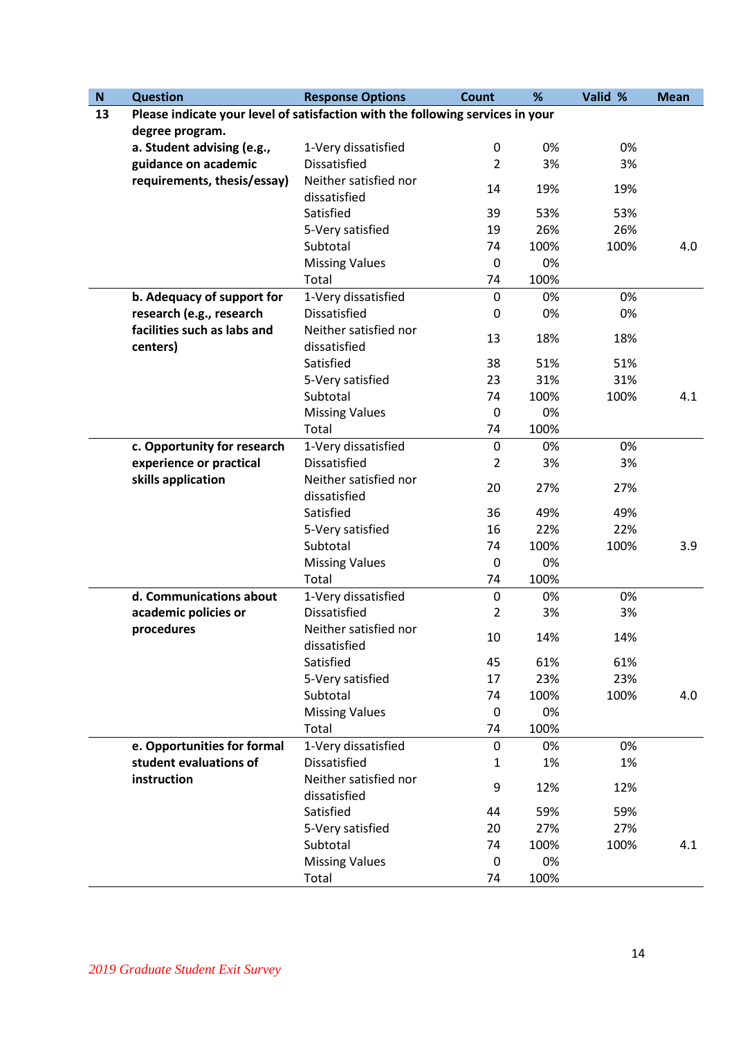| N | Question | Response Options | Count | % | Valid % | Mean |
|---|---|---|---|---|---|---|
| 13 | **Please indicate your level of satisfaction with the following services in your degree program.** | | | | | |
| | **a. Student advising (e.g., guidance on academic requirements, thesis/essay)** | 1-Very dissatisfied | 0 | 0% | 0% | |
| | | Dissatisfied | 2 | 3% | 3% | |
| | | Neither satisfied nor dissatisfied | 14 | 19% | 19% | |
| | | Satisfied | 39 | 53% | 53% | |
| | | 5-Very satisfied | 19 | 26% | 26% | |
| | | Subtotal | 74 | 100% | 100% | 4.0 |
| | | Missing Values | 0 | 0% | | |
| | | Total | 74 | 100% | | |
| | **b. Adequacy of support for research (e.g., research facilities such as labs and centers)** | 1-Very dissatisfied | 0 | 0% | 0% | |
| | | Dissatisfied | 0 | 0% | 0% | |
| | | Neither satisfied nor dissatisfied | 13 | 18% | 18% | |
| | | Satisfied | 38 | 51% | 51% | |
| | | 5-Very satisfied | 23 | 31% | 31% | |
| | | Subtotal | 74 | 100% | 100% | 4.1 |
| | | Missing Values | 0 | 0% | | |
| | | Total | 74 | 100% | | |
| | **c. Opportunity for research experience or practical skills application** | 1-Very dissatisfied | 0 | 0% | 0% | |
| | | Dissatisfied | 2 | 3% | 3% | |
| | | Neither satisfied nor dissatisfied | 20 | 27% | 27% | |
| | | Satisfied | 36 | 49% | 49% | |
| | | 5-Very satisfied | 16 | 22% | 22% | |
| | | Subtotal | 74 | 100% | 100% | 3.9 |
| | | Missing Values | 0 | 0% | | |
| | | Total | 74 | 100% | | |
| | **d. Communications about academic policies or procedures** | 1-Very dissatisfied | 0 | 0% | 0% | |
| | | Dissatisfied | 2 | 3% | 3% | |
| | | Neither satisfied nor dissatisfied | 10 | 14% | 14% | |
| | | Satisfied | 45 | 61% | 61% | |
| | | 5-Very satisfied | 17 | 23% | 23% | |
| | | Subtotal | 74 | 100% | 100% | 4.0 |
| | | Missing Values | 0 | 0% | | |
| | | Total | 74 | 100% | | |
| | **e. Opportunities for formal student evaluations of instruction** | 1-Very dissatisfied | 0 | 0% | 0% | |
| | | Dissatisfied | 1 | 1% | 1% | |
| | | Neither satisfied nor dissatisfied | 9 | 12% | 12% | |
| | | Satisfied | 44 | 59% | 59% | |
| | | 5-Very satisfied | 20 | 27% | 27% | |
| | | Subtotal | 74 | 100% | 100% | 4.1 |
| | | Missing Values | 0 | 0% | | |
| | | Total | 74 | 100% | | |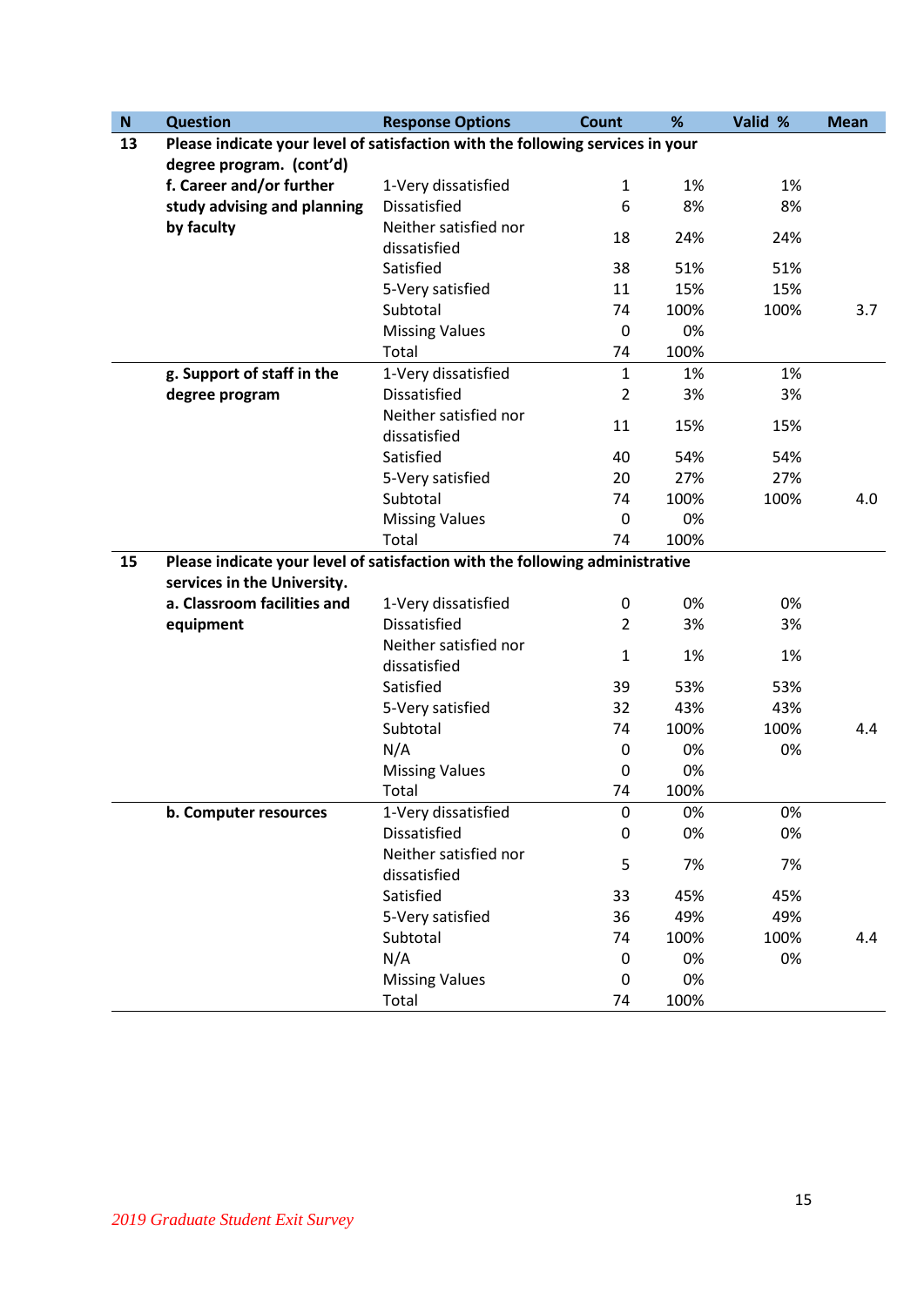| N | Question | Response Options | Count | % | Valid % | Mean |
|---|---|---|---|---|---|---|
| 13 | **Please indicate your level of satisfaction with the following services in your degree program. (cont'd)** | | | | | |
| | **f. Career and/or further study advising and planning by faculty** | 1-Very dissatisfied | 1 | 1% | 1% | |
| | | Dissatisfied | 6 | 8% | 8% | |
| | | Neither satisfied nor dissatisfied | 18 | 24% | 24% | |
| | | Satisfied | 38 | 51% | 51% | |
| | | 5-Very satisfied | 11 | 15% | 15% | |
| | | Subtotal | 74 | 100% | 100% | 3.7 |
| | | Missing Values | 0 | 0% | | |
| | | Total | 74 | 100% | | |
| | **g. Support of staff in the degree program** | 1-Very dissatisfied | 1 | 1% | 1% | |
| | | Dissatisfied | 2 | 3% | 3% | |
| | | Neither satisfied nor dissatisfied | 11 | 15% | 15% | |
| | | Satisfied | 40 | 54% | 54% | |
| | | 5-Very satisfied | 20 | 27% | 27% | |
| | | Subtotal | 74 | 100% | 100% | 4.0 |
| | | Missing Values | 0 | 0% | | |
| | | Total | 74 | 100% | | |
| 15 | **Please indicate your level of satisfaction with the following administrative services in the University.** | | | | | |
| | **a. Classroom facilities and equipment** | 1-Very dissatisfied | 0 | 0% | 0% | |
| | | Dissatisfied | 2 | 3% | 3% | |
| | | Neither satisfied nor dissatisfied | 1 | 1% | 1% | |
| | | Satisfied | 39 | 53% | 53% | |
| | | 5-Very satisfied | 32 | 43% | 43% | |
| | | Subtotal | 74 | 100% | 100% | 4.4 |
| | | N/A | 0 | 0% | 0% | |
| | | Missing Values | 0 | 0% | | |
| | | Total | 74 | 100% | | |
| | **b. Computer resources** | 1-Very dissatisfied | 0 | 0% | 0% | |
| | | Dissatisfied | 0 | 0% | 0% | |
| | | Neither satisfied nor dissatisfied | 5 | 7% | 7% | |
| | | Satisfied | 33 | 45% | 45% | |
| | | 5-Very satisfied | 36 | 49% | 49% | |
| | | Subtotal | 74 | 100% | 100% | 4.4 |
| | | N/A | 0 | 0% | 0% | |
| | | Missing Values | 0 | 0% | | |
| | | Total | 74 | 100% | | |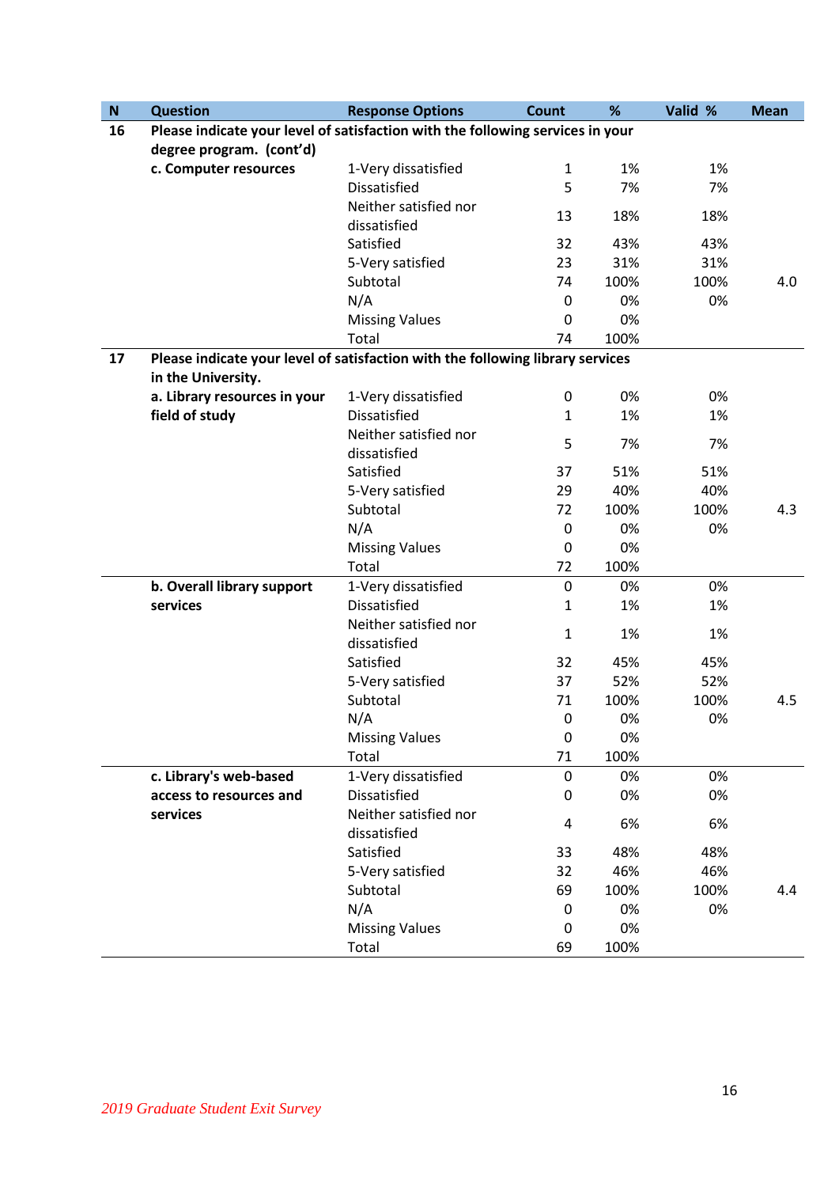| N | Question | Response Options | Count | % | Valid % | Mean |
|---|---|---|---|---|---|---|
| **16** | **Please indicate your level of satisfaction with the following services in your degree program. (cont'd)** | | | | | |
| | **c. Computer resources** | 1-Very dissatisfied | 1 | 1% | 1% | |
| | | Dissatisfied | 5 | 7% | 7% | |
| | | Neither satisfied nor dissatisfied | 13 | 18% | 18% | |
| | | Satisfied | 32 | 43% | 43% | |
| | | 5-Very satisfied | 23 | 31% | 31% | |
| | | Subtotal | 74 | 100% | 100% | 4.0 |
| | | N/A | 0 | 0% | 0% | |
| | | Missing Values | 0 | 0% | | |
| | | Total | 74 | 100% | | |
| **17** | **Please indicate your level of satisfaction with the following library services in the University.** | | | | | |
| | **a. Library resources in your field of study** | 1-Very dissatisfied | 0 | 0% | 0% | |
| | | Dissatisfied | 1 | 1% | 1% | |
| | | Neither satisfied nor dissatisfied | 5 | 7% | 7% | |
| | | Satisfied | 37 | 51% | 51% | |
| | | 5-Very satisfied | 29 | 40% | 40% | |
| | | Subtotal | 72 | 100% | 100% | 4.3 |
| | | N/A | 0 | 0% | 0% | |
| | | Missing Values | 0 | 0% | | |
| | | Total | 72 | 100% | | |
| | **b. Overall library support services** | 1-Very dissatisfied | 0 | 0% | 0% | |
| | | Dissatisfied | 1 | 1% | 1% | |
| | | Neither satisfied nor dissatisfied | 1 | 1% | 1% | |
| | | Satisfied | 32 | 45% | 45% | |
| | | 5-Very satisfied | 37 | 52% | 52% | |
| | | Subtotal | 71 | 100% | 100% | 4.5 |
| | | N/A | 0 | 0% | 0% | |
| | | Missing Values | 0 | 0% | | |
| | | Total | 71 | 100% | | |
| | **c. Library's web-based access to resources and services** | 1-Very dissatisfied | 0 | 0% | 0% | |
| | | Dissatisfied | 0 | 0% | 0% | |
| | | Neither satisfied nor dissatisfied | 4 | 6% | 6% | |
| | | Satisfied | 33 | 48% | 48% | |
| | | 5-Very satisfied | 32 | 46% | 46% | |
| | | Subtotal | 69 | 100% | 100% | 4.4 |
| | | N/A | 0 | 0% | 0% | |
| | | Missing Values | 0 | 0% | | |
| | | Total | 69 | 100% | | |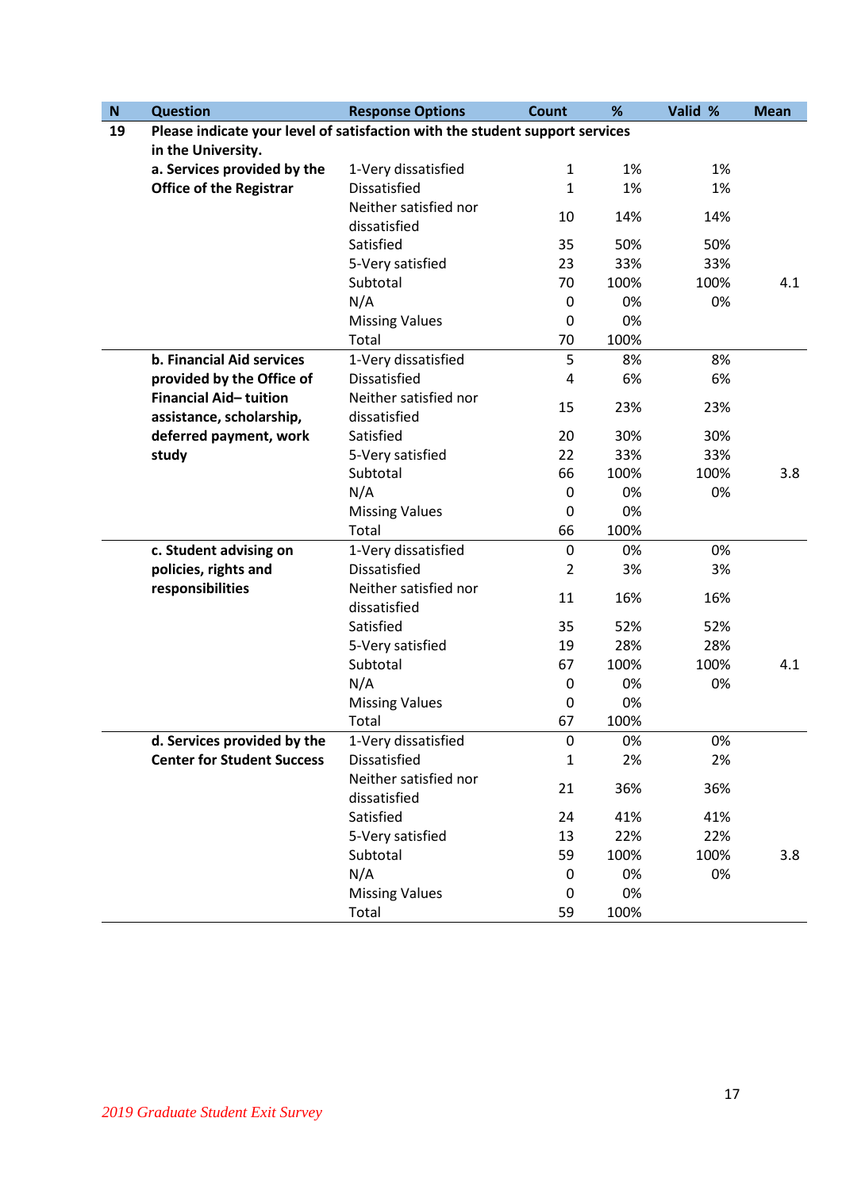| N | Question | Response Options | Count | % | Valid % | Mean |
|---|---|---|---|---|---|---|
| **19** | **Please indicate your level of satisfaction with the student support services in the University.** | | | | | |
| | **a. Services provided by the Office of the Registrar** | 1-Very dissatisfied | 1 | 1% | 1% | |
| | | Dissatisfied | 1 | 1% | 1% | |
| | | Neither satisfied nor dissatisfied | 10 | 14% | 14% | |
| | | Satisfied | 35 | 50% | 50% | |
| | | 5-Very satisfied | 23 | 33% | 33% | |
| | | Subtotal | 70 | 100% | 100% | 4.1 |
| | | N/A | 0 | 0% | 0% | |
| | | Missing Values | 0 | 0% | | |
| | | Total | 70 | 100% | | |
| | **b. Financial Aid services provided by the Office of Financial Aid– tuition assistance, scholarship, deferred payment, work study** | 1-Very dissatisfied | 5 | 8% | 8% | |
| | | Dissatisfied | 4 | 6% | 6% | |
| | | Neither satisfied nor dissatisfied | 15 | 23% | 23% | |
| | | Satisfied | 20 | 30% | 30% | |
| | | 5-Very satisfied | 22 | 33% | 33% | |
| | | Subtotal | 66 | 100% | 100% | 3.8 |
| | | N/A | 0 | 0% | 0% | |
| | | Missing Values | 0 | 0% | | |
| | | Total | 66 | 100% | | |
| | **c. Student advising on policies, rights and responsibilities** | 1-Very dissatisfied | 0 | 0% | 0% | |
| | | Dissatisfied | 2 | 3% | 3% | |
| | | Neither satisfied nor dissatisfied | 11 | 16% | 16% | |
| | | Satisfied | 35 | 52% | 52% | |
| | | 5-Very satisfied | 19 | 28% | 28% | |
| | | Subtotal | 67 | 100% | 100% | 4.1 |
| | | N/A | 0 | 0% | 0% | |
| | | Missing Values | 0 | 0% | | |
| | | Total | 67 | 100% | | |
| | **d. Services provided by the Center for Student Success** | 1-Very dissatisfied | 0 | 0% | 0% | |
| | | Dissatisfied | 1 | 2% | 2% | |
| | | Neither satisfied nor dissatisfied | 21 | 36% | 36% | |
| | | Satisfied | 24 | 41% | 41% | |
| | | 5-Very satisfied | 13 | 22% | 22% | |
| | | Subtotal | 59 | 100% | 100% | 3.8 |
| | | N/A | 0 | 0% | 0% | |
| | | Missing Values | 0 | 0% | | |
| | | Total | 59 | 100% | | |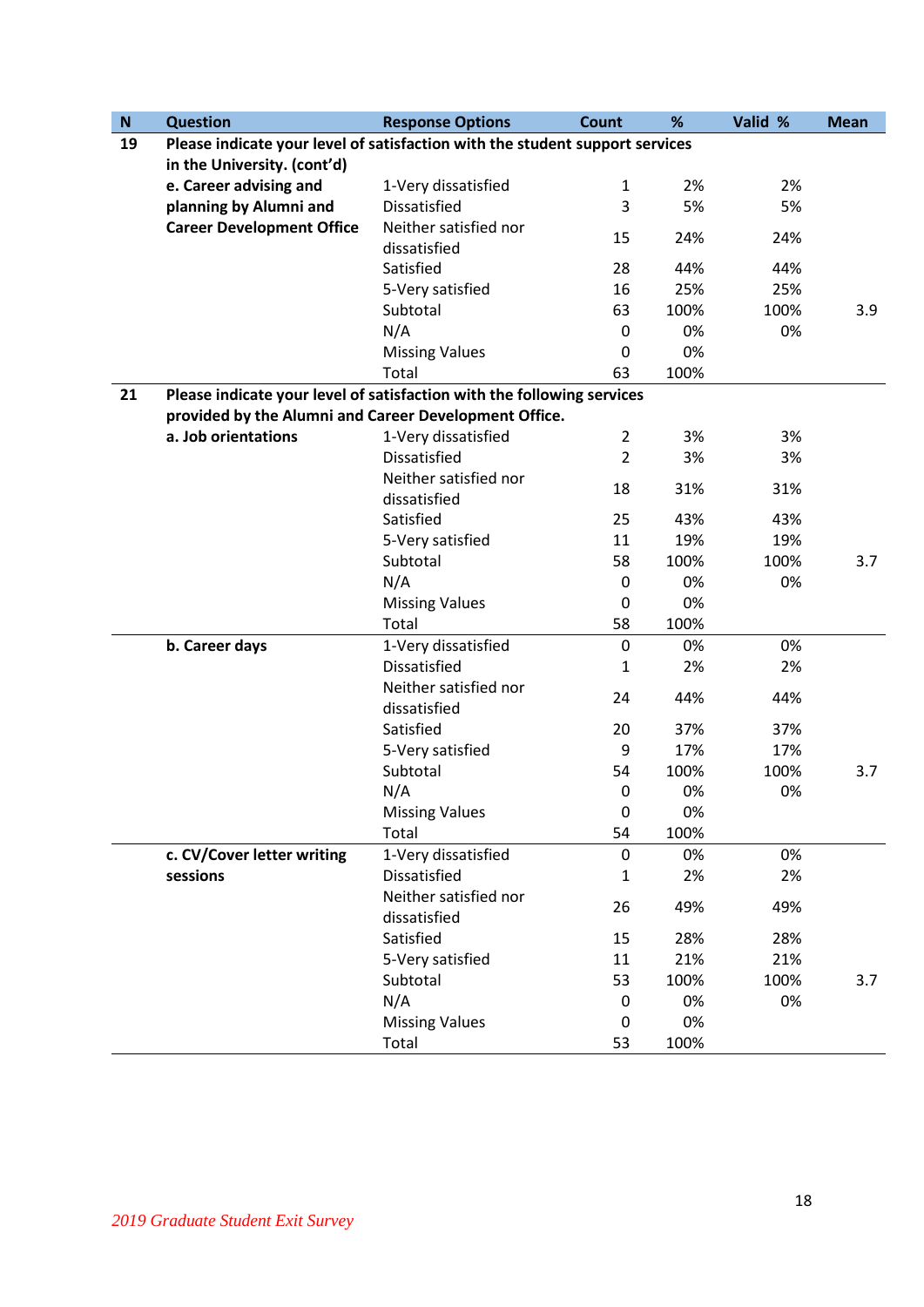| N | Question | Response Options | Count | % | Valid % | Mean |
|---|---|---|---|---|---|---|
| 19 | **Please indicate your level of satisfaction with the student support services in the University. (cont'd)** | | | | | |
| | **e. Career advising and planning by Alumni and Career Development Office** | 1-Very dissatisfied | 1 | 2% | 2% | |
| | | Dissatisfied | 3 | 5% | 5% | |
| | | Neither satisfied nor dissatisfied | 15 | 24% | 24% | |
| | | Satisfied | 28 | 44% | 44% | |
| | | 5-Very satisfied | 16 | 25% | 25% | |
| | | Subtotal | 63 | 100% | 100% | 3.9 |
| | | N/A | 0 | 0% | 0% | |
| | | Missing Values | 0 | 0% | | |
| | | Total | 63 | 100% | | |
| 21 | **Please indicate your level of satisfaction with the following services provided by the Alumni and Career Development Office.** | | | | | |
| | **a. Job orientations** | 1-Very dissatisfied | 2 | 3% | 3% | |
| | | Dissatisfied | 2 | 3% | 3% | |
| | | Neither satisfied nor dissatisfied | 18 | 31% | 31% | |
| | | Satisfied | 25 | 43% | 43% | |
| | | 5-Very satisfied | 11 | 19% | 19% | |
| | | Subtotal | 58 | 100% | 100% | 3.7 |
| | | N/A | 0 | 0% | 0% | |
| | | Missing Values | 0 | 0% | | |
| | | Total | 58 | 100% | | |
| | **b. Career days** | 1-Very dissatisfied | 0 | 0% | 0% | |
| | | Dissatisfied | 1 | 2% | 2% | |
| | | Neither satisfied nor dissatisfied | 24 | 44% | 44% | |
| | | Satisfied | 20 | 37% | 37% | |
| | | 5-Very satisfied | 9 | 17% | 17% | |
| | | Subtotal | 54 | 100% | 100% | 3.7 |
| | | N/A | 0 | 0% | 0% | |
| | | Missing Values | 0 | 0% | | |
| | | Total | 54 | 100% | | |
| | **c. CV/Cover letter writing sessions** | 1-Very dissatisfied | 0 | 0% | 0% | |
| | | Dissatisfied | 1 | 2% | 2% | |
| | | Neither satisfied nor dissatisfied | 26 | 49% | 49% | |
| | | Satisfied | 15 | 28% | 28% | |
| | | 5-Very satisfied | 11 | 21% | 21% | |
| | | Subtotal | 53 | 100% | 100% | 3.7 |
| | | N/A | 0 | 0% | 0% | |
| | | Missing Values | 0 | 0% | | |
| | | Total | 53 | 100% | | |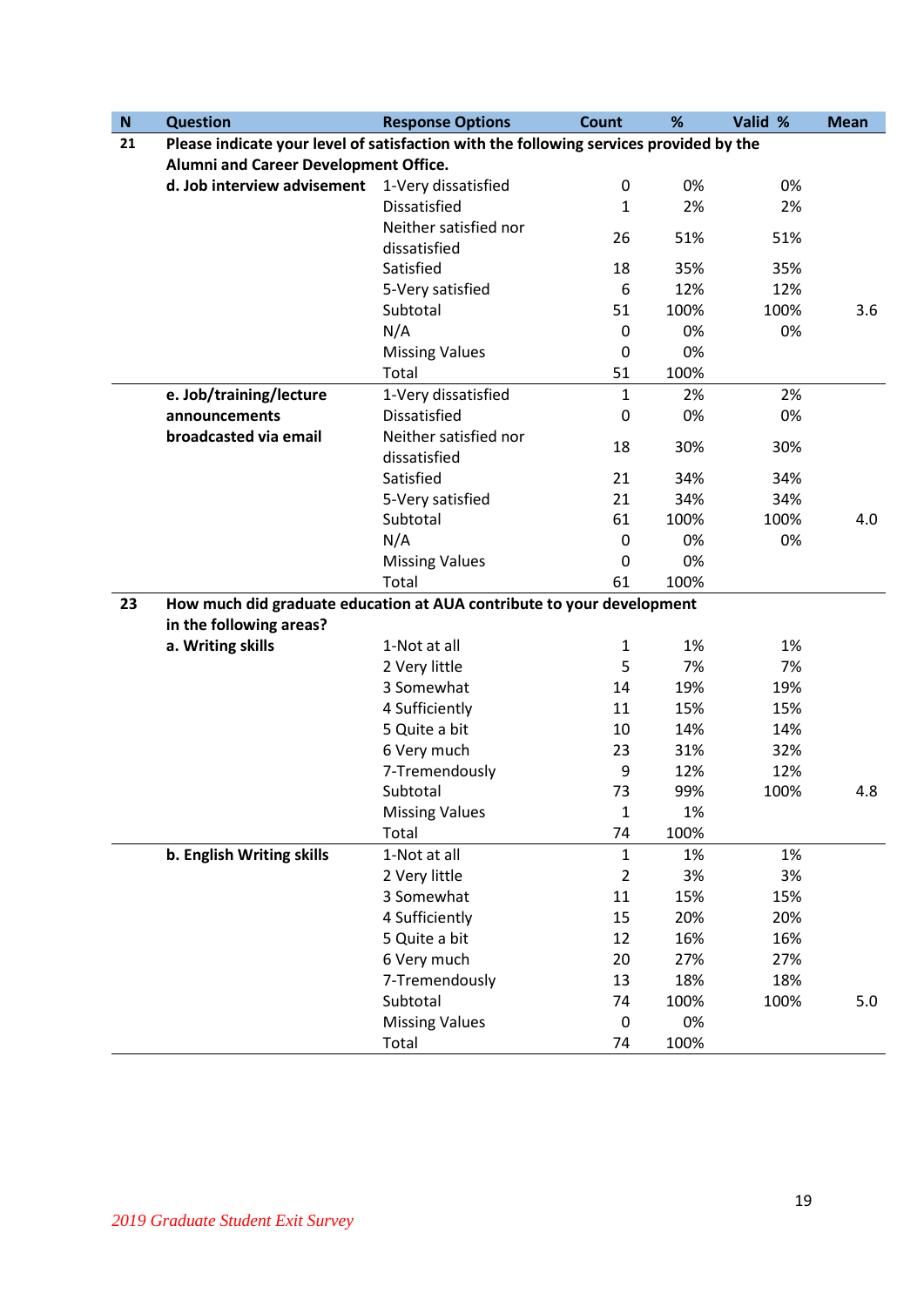| N | Question | Response Options | Count | % | Valid % | Mean |
|---|---|---|---|---|---|---|
| **21** | **Please indicate your level of satisfaction with the following services provided by the Alumni and Career Development Office.** | | | | | |
| | **d. Job interview advisement** | 1-Very dissatisfied | 0 | 0% | 0% | |
| | | Dissatisfied | 1 | 2% | 2% | |
| | | Neither satisfied nor dissatisfied | 26 | 51% | 51% | |
| | | Satisfied | 18 | 35% | 35% | |
| | | 5-Very satisfied | 6 | 12% | 12% | |
| | | Subtotal | 51 | 100% | 100% | 3.6 |
| | | N/A | 0 | 0% | 0% | |
| | | Missing Values | 0 | 0% | | |
| | | Total | 51 | 100% | | |
| | **e. Job/training/lecture announcements broadcasted via email** | 1-Very dissatisfied | 1 | 2% | 2% | |
| | | Dissatisfied | 0 | 0% | 0% | |
| | | Neither satisfied nor dissatisfied | 18 | 30% | 30% | |
| | | Satisfied | 21 | 34% | 34% | |
| | | 5-Very satisfied | 21 | 34% | 34% | |
| | | Subtotal | 61 | 100% | 100% | 4.0 |
| | | N/A | 0 | 0% | 0% | |
| | | Missing Values | 0 | 0% | | |
| | | Total | 61 | 100% | | |
| **23** | **How much did graduate education at AUA contribute to your development in the following areas?** | | | | | |
| | **a. Writing skills** | 1-Not at all | 1 | 1% | 1% | |
| | | 2 Very little | 5 | 7% | 7% | |
| | | 3 Somewhat | 14 | 19% | 19% | |
| | | 4 Sufficiently | 11 | 15% | 15% | |
| | | 5 Quite a bit | 10 | 14% | 14% | |
| | | 6 Very much | 23 | 31% | 32% | |
| | | 7-Tremendously | 9 | 12% | 12% | |
| | | Subtotal | 73 | 99% | 100% | 4.8 |
| | | Missing Values | 1 | 1% | | |
| | | Total | 74 | 100% | | |
| | **b. English Writing skills** | 1-Not at all | 1 | 1% | 1% | |
| | | 2 Very little | 2 | 3% | 3% | |
| | | 3 Somewhat | 11 | 15% | 15% | |
| | | 4 Sufficiently | 15 | 20% | 20% | |
| | | 5 Quite a bit | 12 | 16% | 16% | |
| | | 6 Very much | 20 | 27% | 27% | |
| | | 7-Tremendously | 13 | 18% | 18% | |
| | | Subtotal | 74 | 100% | 100% | 5.0 |
| | | Missing Values | 0 | 0% | | |
| | | Total | 74 | 100% | | |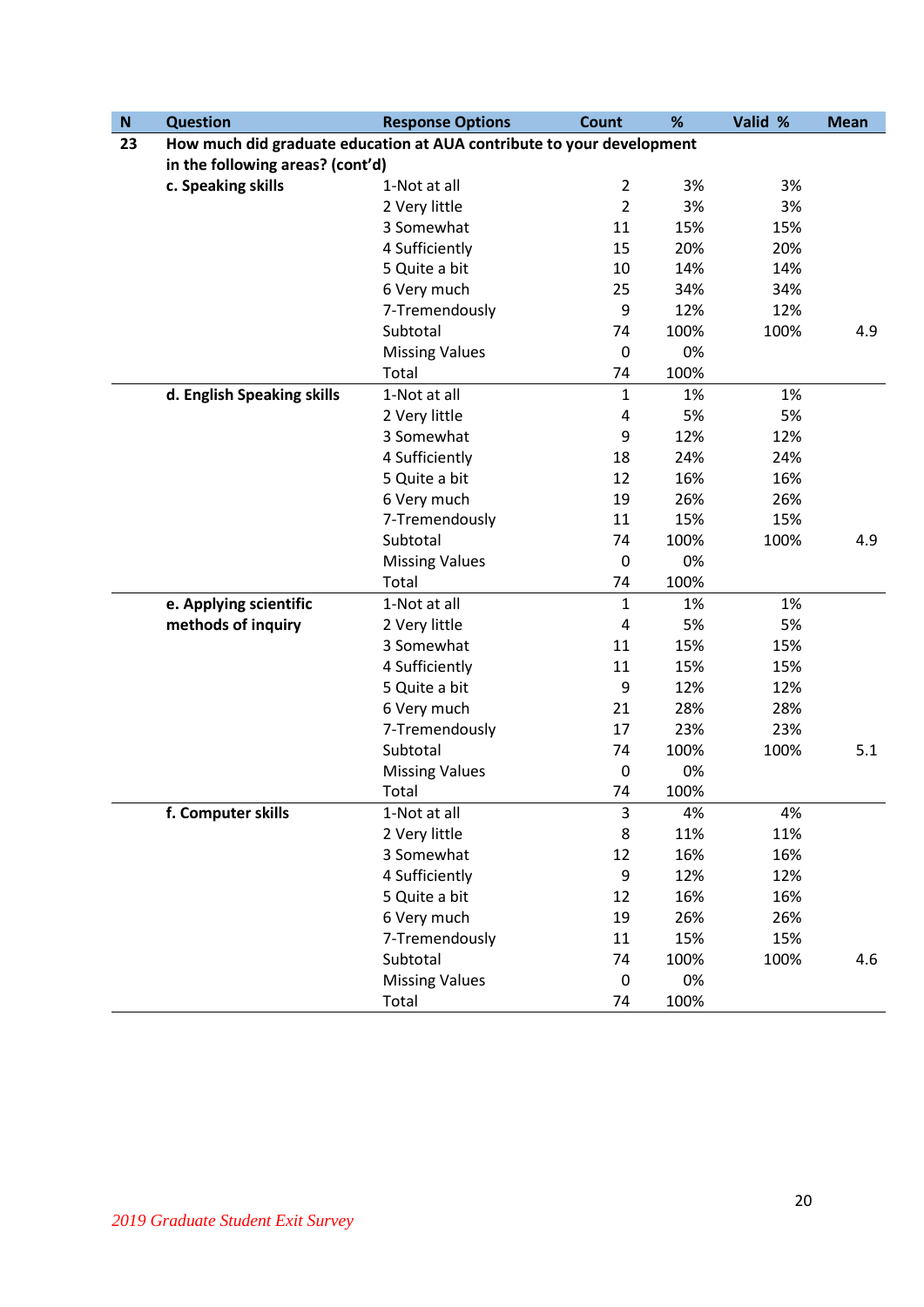| N | Question | Response Options | Count | % | Valid % | Mean |
|---|---|---|---|---|---|---|
| 23 | **How much did graduate education at AUA contribute to your development in the following areas? (cont'd)** | | | | | |
| | **c. Speaking skills** | 1-Not at all | 2 | 3% | 3% | |
| | | 2 Very little | 2 | 3% | 3% | |
| | | 3 Somewhat | 11 | 15% | 15% | |
| | | 4 Sufficiently | 15 | 20% | 20% | |
| | | 5 Quite a bit | 10 | 14% | 14% | |
| | | 6 Very much | 25 | 34% | 34% | |
| | | 7-Tremendously | 9 | 12% | 12% | |
| | | Subtotal | 74 | 100% | 100% | 4.9 |
| | | Missing Values | 0 | 0% | | |
| | | Total | 74 | 100% | | |
| | **d. English Speaking skills** | 1-Not at all | 1 | 1% | 1% | |
| | | 2 Very little | 4 | 5% | 5% | |
| | | 3 Somewhat | 9 | 12% | 12% | |
| | | 4 Sufficiently | 18 | 24% | 24% | |
| | | 5 Quite a bit | 12 | 16% | 16% | |
| | | 6 Very much | 19 | 26% | 26% | |
| | | 7-Tremendously | 11 | 15% | 15% | |
| | | Subtotal | 74 | 100% | 100% | 4.9 |
| | | Missing Values | 0 | 0% | | |
| | | Total | 74 | 100% | | |
| | **e. Applying scientific methods of inquiry** | 1-Not at all | 1 | 1% | 1% | |
| | | 2 Very little | 4 | 5% | 5% | |
| | | 3 Somewhat | 11 | 15% | 15% | |
| | | 4 Sufficiently | 11 | 15% | 15% | |
| | | 5 Quite a bit | 9 | 12% | 12% | |
| | | 6 Very much | 21 | 28% | 28% | |
| | | 7-Tremendously | 17 | 23% | 23% | |
| | | Subtotal | 74 | 100% | 100% | 5.1 |
| | | Missing Values | 0 | 0% | | |
| | | Total | 74 | 100% | | |
| | **f. Computer skills** | 1-Not at all | 3 | 4% | 4% | |
| | | 2 Very little | 8 | 11% | 11% | |
| | | 3 Somewhat | 12 | 16% | 16% | |
| | | 4 Sufficiently | 9 | 12% | 12% | |
| | | 5 Quite a bit | 12 | 16% | 16% | |
| | | 6 Very much | 19 | 26% | 26% | |
| | | 7-Tremendously | 11 | 15% | 15% | |
| | | Subtotal | 74 | 100% | 100% | 4.6 |
| | | Missing Values | 0 | 0% | | |
| | | Total | 74 | 100% | | |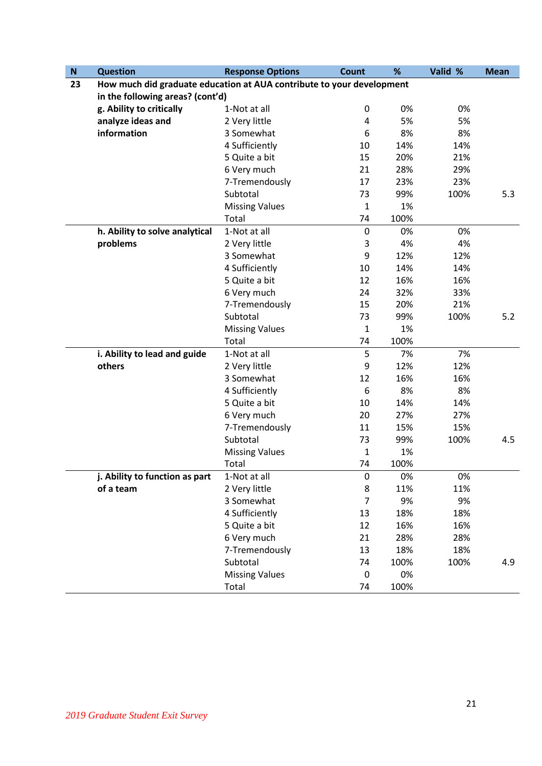| N | Question | Response Options | Count | % | Valid % | Mean |
|---|---|---|---|---|---|---|
| 23 | **How much did graduate education at AUA contribute to your development in the following areas? (cont'd)** | | | | | |
| | **g. Ability to critically analyze ideas and information** | 1-Not at all | 0 | 0% | 0% | |
| | | 2 Very little | 4 | 5% | 5% | |
| | | 3 Somewhat | 6 | 8% | 8% | |
| | | 4 Sufficiently | 10 | 14% | 14% | |
| | | 5 Quite a bit | 15 | 20% | 21% | |
| | | 6 Very much | 21 | 28% | 29% | |
| | | 7-Tremendously | 17 | 23% | 23% | |
| | | Subtotal | 73 | 99% | 100% | 5.3 |
| | | Missing Values | 1 | 1% | | |
| | | Total | 74 | 100% | | |
| | **h. Ability to solve analytical problems** | 1-Not at all | 0 | 0% | 0% | |
| | | 2 Very little | 3 | 4% | 4% | |
| | | 3 Somewhat | 9 | 12% | 12% | |
| | | 4 Sufficiently | 10 | 14% | 14% | |
| | | 5 Quite a bit | 12 | 16% | 16% | |
| | | 6 Very much | 24 | 32% | 33% | |
| | | 7-Tremendously | 15 | 20% | 21% | |
| | | Subtotal | 73 | 99% | 100% | 5.2 |
| | | Missing Values | 1 | 1% | | |
| | | Total | 74 | 100% | | |
| | **i. Ability to lead and guide others** | 1-Not at all | 5 | 7% | 7% | |
| | | 2 Very little | 9 | 12% | 12% | |
| | | 3 Somewhat | 12 | 16% | 16% | |
| | | 4 Sufficiently | 6 | 8% | 8% | |
| | | 5 Quite a bit | 10 | 14% | 14% | |
| | | 6 Very much | 20 | 27% | 27% | |
| | | 7-Tremendously | 11 | 15% | 15% | |
| | | Subtotal | 73 | 99% | 100% | 4.5 |
| | | Missing Values | 1 | 1% | | |
| | | Total | 74 | 100% | | |
| | **j. Ability to function as part of a team** | 1-Not at all | 0 | 0% | 0% | |
| | | 2 Very little | 8 | 11% | 11% | |
| | | 3 Somewhat | 7 | 9% | 9% | |
| | | 4 Sufficiently | 13 | 18% | 18% | |
| | | 5 Quite a bit | 12 | 16% | 16% | |
| | | 6 Very much | 21 | 28% | 28% | |
| | | 7-Tremendously | 13 | 18% | 18% | |
| | | Subtotal | 74 | 100% | 100% | 4.9 |
| | | Missing Values | 0 | 0% | | |
| | | Total | 74 | 100% | | |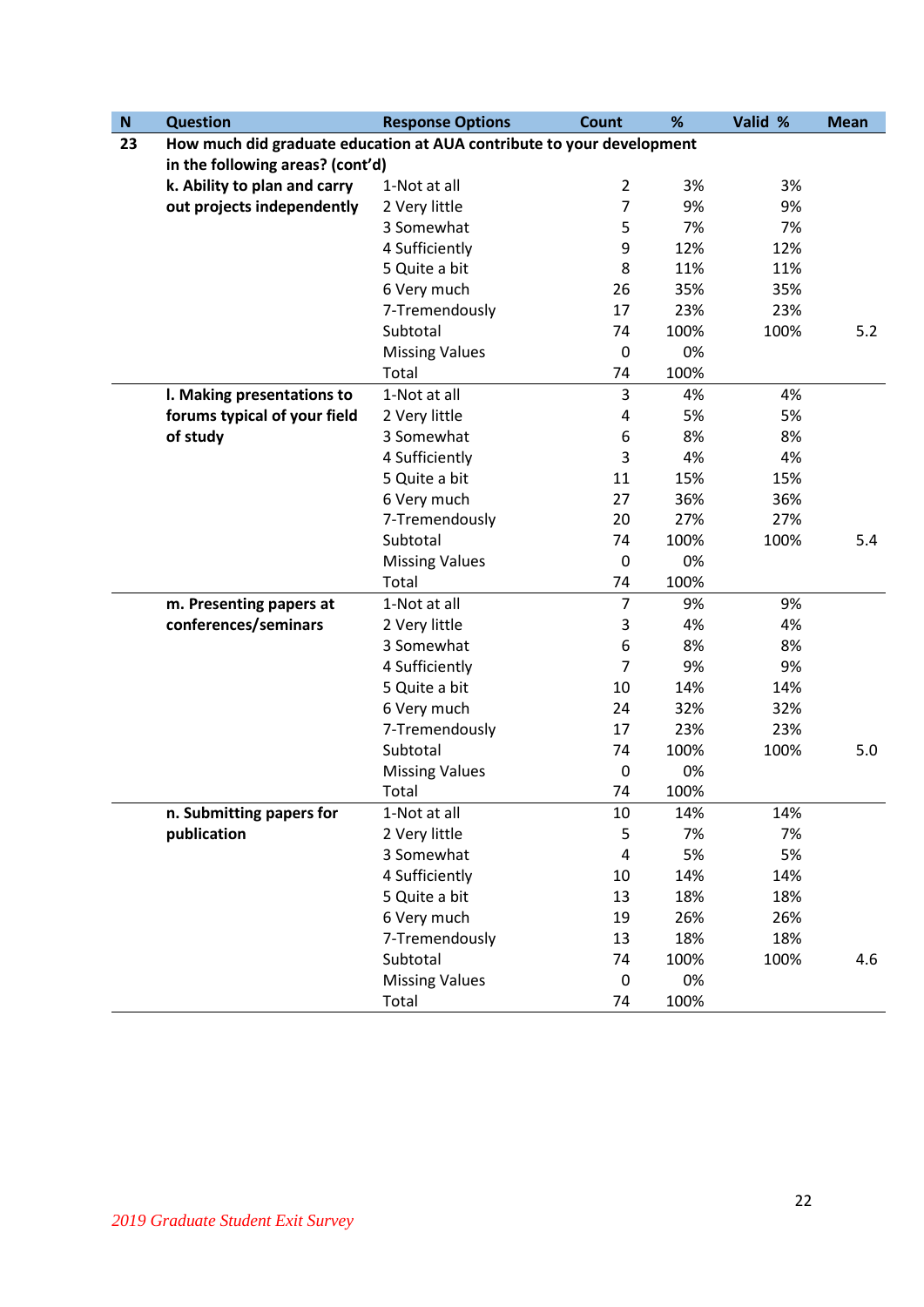| N | Question | Response Options | Count | % | Valid % | Mean |
|---|---|---|---|---|---|---|
| 23 | **How much did graduate education at AUA contribute to your development in the following areas? (cont'd)** | | | | | |
| | **k. Ability to plan and carry out projects independently** | 1-Not at all | 2 | 3% | 3% | |
| | | 2 Very little | 7 | 9% | 9% | |
| | | 3 Somewhat | 5 | 7% | 7% | |
| | | 4 Sufficiently | 9 | 12% | 12% | |
| | | 5 Quite a bit | 8 | 11% | 11% | |
| | | 6 Very much | 26 | 35% | 35% | |
| | | 7-Tremendously | 17 | 23% | 23% | |
| | | Subtotal | 74 | 100% | 100% | 5.2 |
| | | Missing Values | 0 | 0% | | |
| | | Total | 74 | 100% | | |
| | **l. Making presentations to forums typical of your field of study** | 1-Not at all | 3 | 4% | 4% | |
| | | 2 Very little | 4 | 5% | 5% | |
| | | 3 Somewhat | 6 | 8% | 8% | |
| | | 4 Sufficiently | 3 | 4% | 4% | |
| | | 5 Quite a bit | 11 | 15% | 15% | |
| | | 6 Very much | 27 | 36% | 36% | |
| | | 7-Tremendously | 20 | 27% | 27% | |
| | | Subtotal | 74 | 100% | 100% | 5.4 |
| | | Missing Values | 0 | 0% | | |
| | | Total | 74 | 100% | | |
| | **m. Presenting papers at conferences/seminars** | 1-Not at all | 7 | 9% | 9% | |
| | | 2 Very little | 3 | 4% | 4% | |
| | | 3 Somewhat | 6 | 8% | 8% | |
| | | 4 Sufficiently | 7 | 9% | 9% | |
| | | 5 Quite a bit | 10 | 14% | 14% | |
| | | 6 Very much | 24 | 32% | 32% | |
| | | 7-Tremendously | 17 | 23% | 23% | |
| | | Subtotal | 74 | 100% | 100% | 5.0 |
| | | Missing Values | 0 | 0% | | |
| | | Total | 74 | 100% | | |
| | **n. Submitting papers for publication** | 1-Not at all | 10 | 14% | 14% | |
| | | 2 Very little | 5 | 7% | 7% | |
| | | 3 Somewhat | 4 | 5% | 5% | |
| | | 4 Sufficiently | 10 | 14% | 14% | |
| | | 5 Quite a bit | 13 | 18% | 18% | |
| | | 6 Very much | 19 | 26% | 26% | |
| | | 7-Tremendously | 13 | 18% | 18% | |
| | | Subtotal | 74 | 100% | 100% | 4.6 |
| | | Missing Values | 0 | 0% | | |
| | | Total | 74 | 100% | | |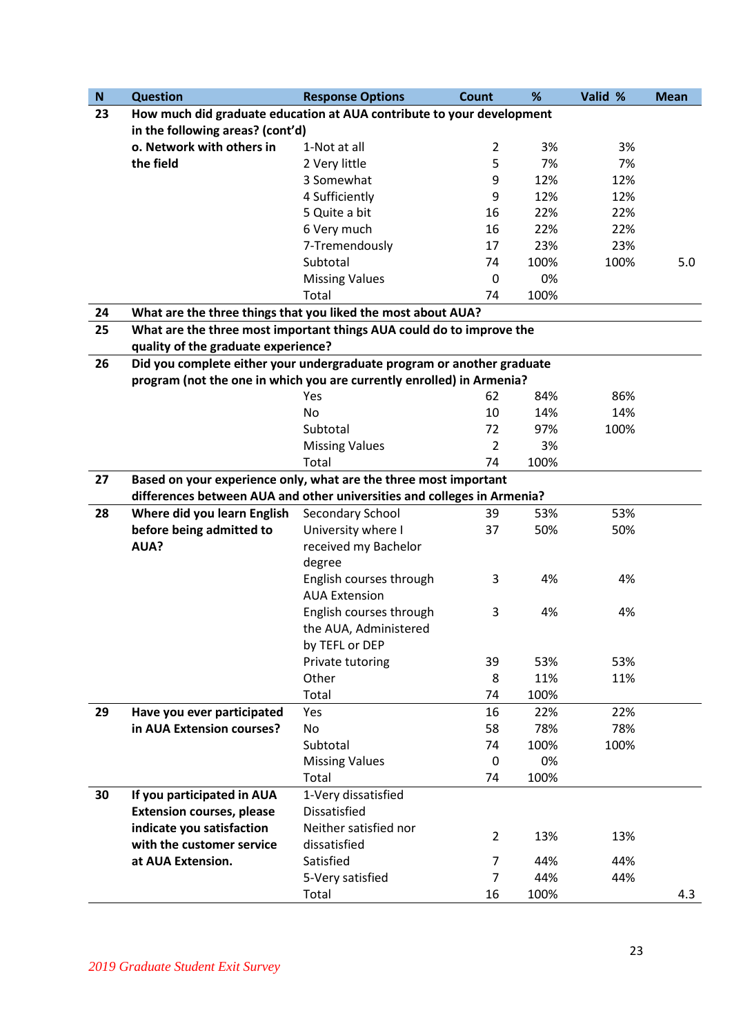| N | Question | Response Options | Count | % | Valid % | Mean |
|---|---|---|---|---|---|---|
| 23 | **How much did graduate education at AUA contribute to your development in the following areas? (cont'd)** | | | | | |
| | **o. Network with others in the field** | 1-Not at all | 2 | 3% | 3% | |
| | | 2 Very little | 5 | 7% | 7% | |
| | | 3 Somewhat | 9 | 12% | 12% | |
| | | 4 Sufficiently | 9 | 12% | 12% | |
| | | 5 Quite a bit | 16 | 22% | 22% | |
| | | 6 Very much | 16 | 22% | 22% | |
| | | 7-Tremendously | 17 | 23% | 23% | |
| | | Subtotal | 74 | 100% | 100% | 5.0 |
| | | Missing Values | 0 | 0% | | |
| | | Total | 74 | 100% | | |
| 24 | **What are the three things that you liked the most about AUA?** | | | | | |
| 25 | **What are the three most important things AUA could do to improve the quality of the graduate experience?** | | | | | |
| 26 | **Did you complete either your undergraduate program or another graduate program (not the one in which you are currently enrolled) in Armenia?** | | | | | |
| | | Yes | 62 | 84% | 86% | |
| | | No | 10 | 14% | 14% | |
| | | Subtotal | 72 | 97% | 100% | |
| | | Missing Values | 2 | 3% | | |
| | | Total | 74 | 100% | | |
| 27 | **Based on your experience only, what are the three most important differences between AUA and other universities and colleges in Armenia?** | | | | | |
| 28 | **Where did you learn English before being admitted to AUA?** | Secondary School | 39 | 53% | 53% | |
| | | University where I received my Bachelor degree | 37 | 50% | 50% | |
| | | English courses through AUA Extension | 3 | 4% | 4% | |
| | | English courses through the AUA, Administered by TEFL or DEP | 3 | 4% | 4% | |
| | | Private tutoring | 39 | 53% | 53% | |
| | | Other | 8 | 11% | 11% | |
| | | Total | 74 | 100% | | |
| 29 | **Have you ever participated in AUA Extension courses?** | Yes | 16 | 22% | 22% | |
| | | No | 58 | 78% | 78% | |
| | | Subtotal | 74 | 100% | 100% | |
| | | Missing Values | 0 | 0% | | |
| | | Total | 74 | 100% | | |
| 30 | **If you participated in AUA Extension courses, please indicate you satisfaction with the customer service at AUA Extension.** | 1-Very dissatisfied | | | | |
| | | Dissatisfied | | | | |
| | | Neither satisfied nor dissatisfied | 2 | 13% | 13% | |
| | | Satisfied | 7 | 44% | 44% | |
| | | 5-Very satisfied | 7 | 44% | 44% | |
| | | Total | 16 | 100% | | 4.3 |

*2019 Graduate Student Exit Survey*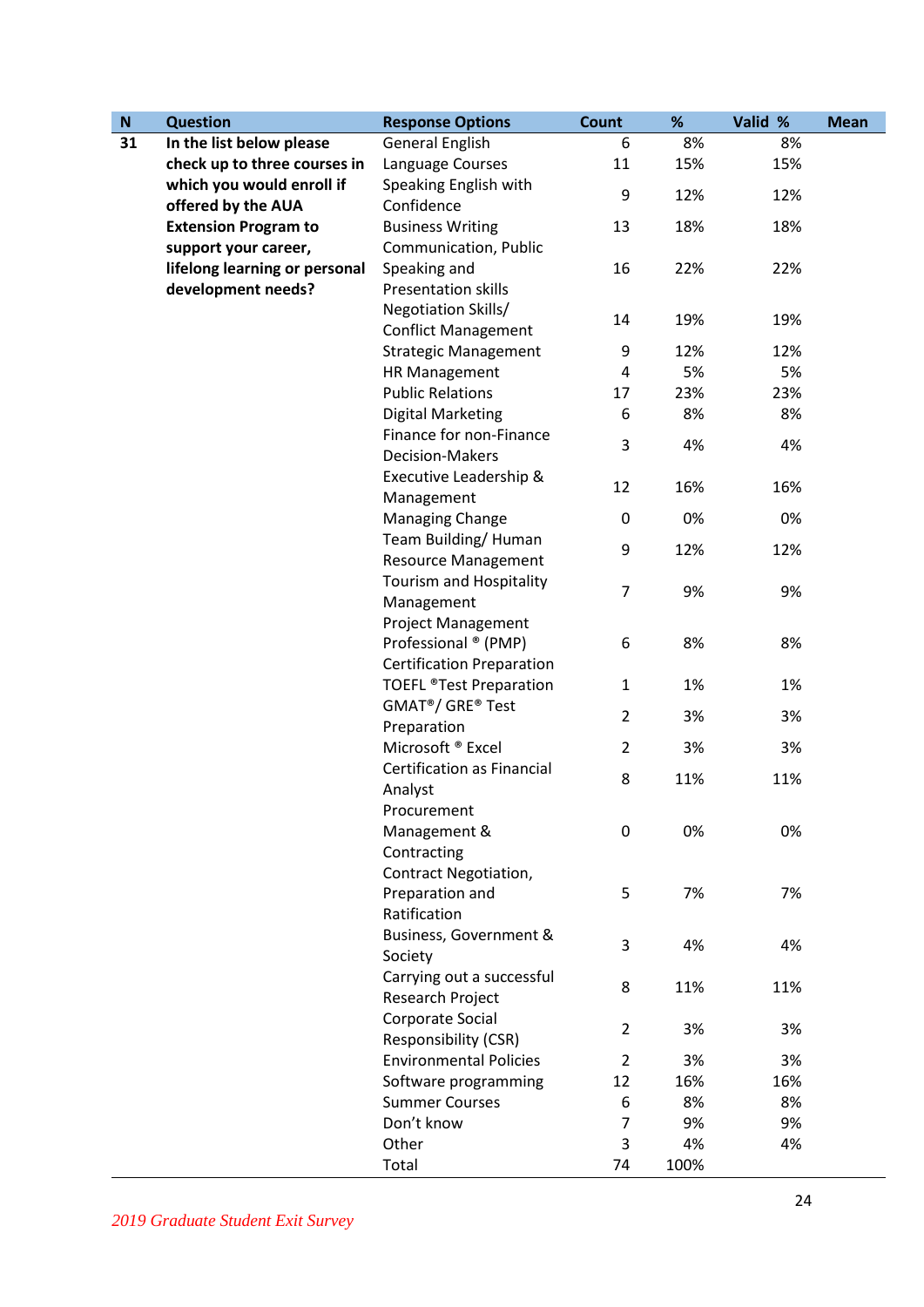| N | Question | Response Options | Count | % | Valid % | Mean |
|---|---|---|---|---|---|---|
| 31 | In the list below please check up to three courses in which you would enroll if offered by the AUA Extension Program to support your career, lifelong learning or personal development needs? | General English | 6 | 8% | 8% | |
| | | Language Courses | 11 | 15% | 15% | |
| | | Speaking English with Confidence | 9 | 12% | 12% | |
| | | Business Writing | 13 | 18% | 18% | |
| | | Communication, Public Speaking and Presentation skills | 16 | 22% | 22% | |
| | | Negotiation Skills/ Conflict Management | 14 | 19% | 19% | |
| | | Strategic Management | 9 | 12% | 12% | |
| | | HR Management | 4 | 5% | 5% | |
| | | Public Relations | 17 | 23% | 23% | |
| | | Digital Marketing | 6 | 8% | 8% | |
| | | Finance for non-Finance Decision-Makers | 3 | 4% | 4% | |
| | | Executive Leadership & Management | 12 | 16% | 16% | |
| | | Managing Change | 0 | 0% | 0% | |
| | | Team Building/ Human Resource Management | 9 | 12% | 12% | |
| | | Tourism and Hospitality Management | 7 | 9% | 9% | |
| | | Project Management Professional ® (PMP) Certification Preparation | 6 | 8% | 8% | |
| | | TOEFL ®Test Preparation | 1 | 1% | 1% | |
| | | GMAT®/ GRE® Test Preparation | 2 | 3% | 3% | |
| | | Microsoft ® Excel | 2 | 3% | 3% | |
| | | Certification as Financial Analyst | 8 | 11% | 11% | |
| | | Procurement Management & Contracting | 0 | 0% | 0% | |
| | | Contract Negotiation, Preparation and Ratification | 5 | 7% | 7% | |
| | | Business, Government & Society | 3 | 4% | 4% | |
| | | Carrying out a successful Research Project | 8 | 11% | 11% | |
| | | Corporate Social Responsibility (CSR) | 2 | 3% | 3% | |
| | | Environmental Policies | 2 | 3% | 3% | |
| | | Software programming | 12 | 16% | 16% | |
| | | Summer Courses | 6 | 8% | 8% | |
| | | Don't know | 7 | 9% | 9% | |
| | | Other | 3 | 4% | 4% | |
| | | Total | 74 | 100% | | |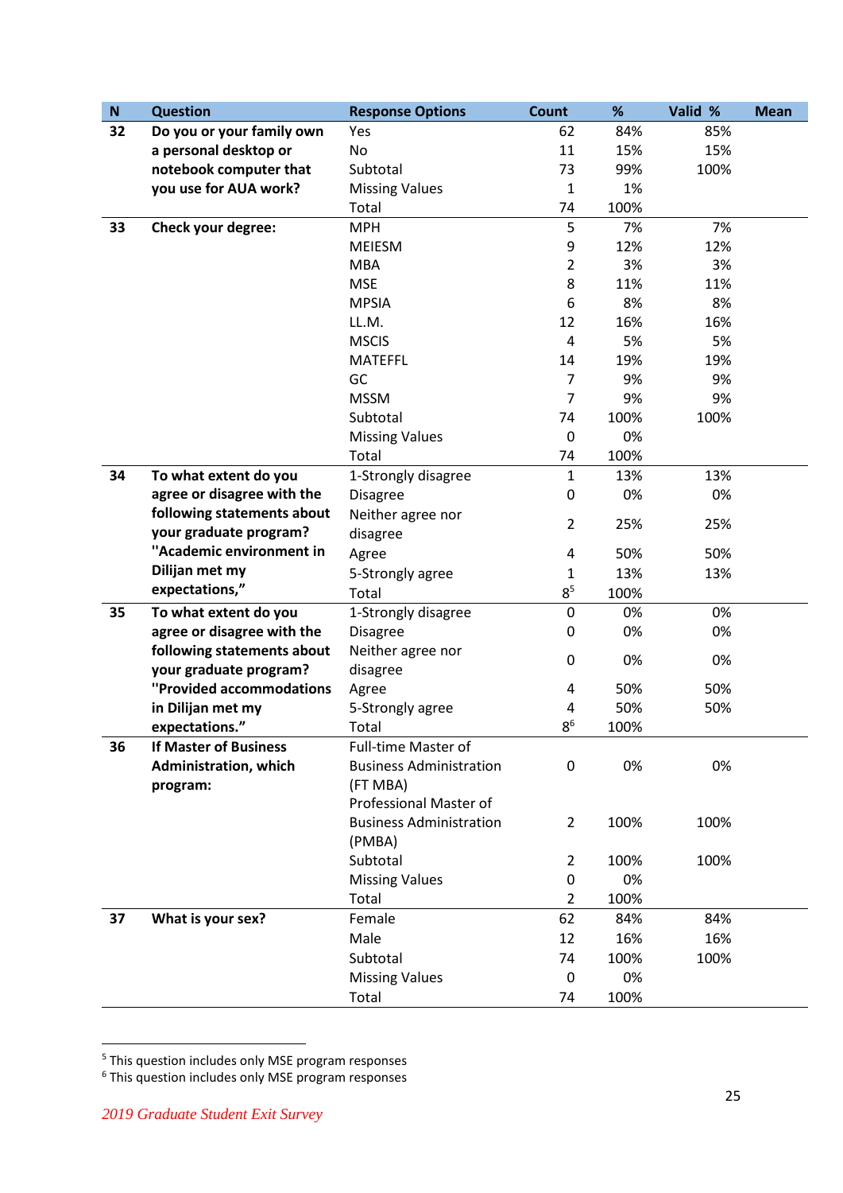| N | Question | Response Options | Count | % | Valid % | Mean |
|---|---|---|---|---|---|---|
| 32 | Do you or your family own a personal desktop or notebook computer that you use for AUA work? | Yes | 62 | 84% | 85% | |
| | | No | 11 | 15% | 15% | |
| | | Subtotal | 73 | 99% | 100% | |
| | | Missing Values | 1 | 1% | | |
| | | Total | 74 | 100% | | |
| 33 | Check your degree: | MPH | 5 | 7% | 7% | |
| | | MEIESM | 9 | 12% | 12% | |
| | | MBA | 2 | 3% | 3% | |
| | | MSE | 8 | 11% | 11% | |
| | | MPSIA | 6 | 8% | 8% | |
| | | LL.M. | 12 | 16% | 16% | |
| | | MSCIS | 4 | 5% | 5% | |
| | | MATEFFL | 14 | 19% | 19% | |
| | | GC | 7 | 9% | 9% | |
| | | MSSM | 7 | 9% | 9% | |
| | | Subtotal | 74 | 100% | 100% | |
| | | Missing Values | 0 | 0% | | |
| | | Total | 74 | 100% | | |
| 34 | To what extent do you agree or disagree with the following statements about your graduate program? "Academic environment in Dilijan met my expectations," | 1-Strongly disagree | 1 | 13% | 13% | |
| | | Disagree | 0 | 0% | 0% | |
| | | Neither agree nor disagree | 2 | 25% | 25% | |
| | | Agree | 4 | 50% | 50% | |
| | | 5-Strongly agree | 1 | 13% | 13% | |
| | | Total | 8[5] | 100% | | |
| 35 | To what extent do you agree or disagree with the following statements about your graduate program? "Provided accommodations in Dilijan met my expectations." | 1-Strongly disagree | 0 | 0% | 0% | |
| | | Disagree | 0 | 0% | 0% | |
| | | Neither agree nor disagree | 0 | 0% | 0% | |
| | | Agree | 4 | 50% | 50% | |
| | | 5-Strongly agree | 4 | 50% | 50% | |
| | | Total | 8[6] | 100% | | |
| 36 | If Master of Business Administration, which program: | Full-time Master of Business Administration (FT MBA) | 0 | 0% | 0% | |
| | | Professional Master of Business Administration (PMBA) | 2 | 100% | 100% | |
| | | Subtotal | 2 | 100% | 100% | |
| | | Missing Values | 0 | 0% | | |
| | | Total | 2 | 100% | | |
| 37 | What is your sex? | Female | 62 | 84% | 84% | |
| | | Male | 12 | 16% | 16% | |
| | | Subtotal | 74 | 100% | 100% | |
| | | Missing Values | 0 | 0% | | |
| | | Total | 74 | 100% | | |

[5] This question includes only MSE program responses

[6] This question includes only MSE program responses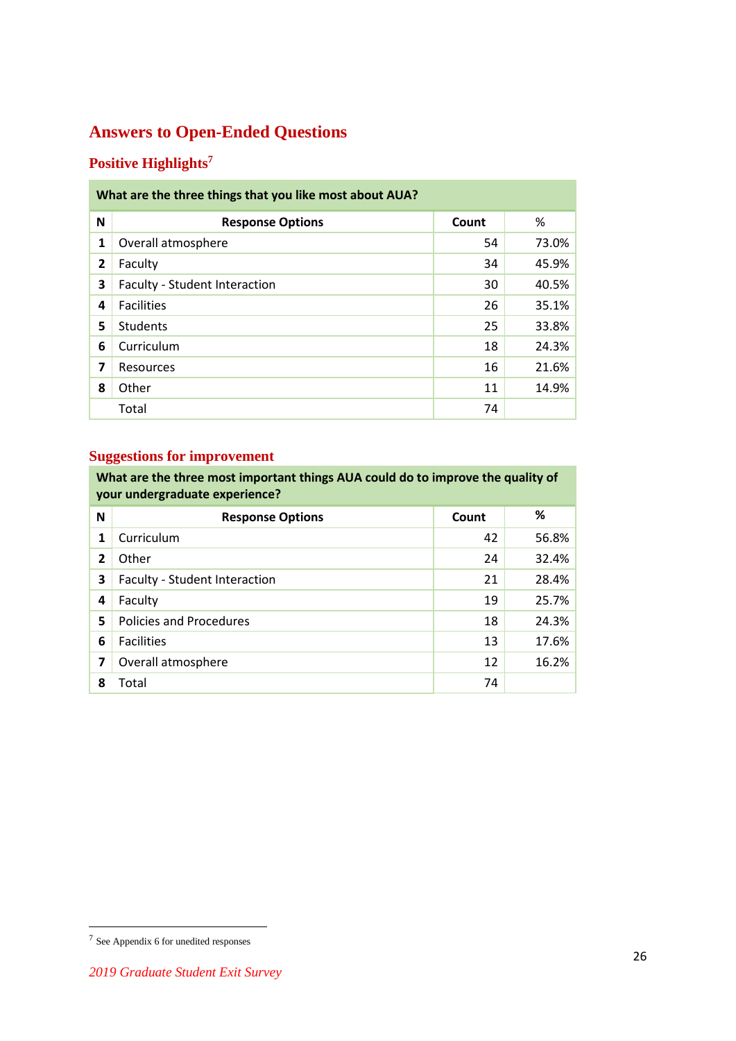# Answers to Open-Ended Questions

## Positive Highlights[7]

| What are the three things that you like most about AUA? | | | |
|---|---|---|---|
| **N** | **Response Options** | **Count** | **%** |
| **1** | Overall atmosphere | 54 | 73.0% |
| **2** | Faculty | 34 | 45.9% |
| **3** | Faculty - Student Interaction | 30 | 40.5% |
| **4** | Facilities | 26 | 35.1% |
| **5** | Students | 25 | 33.8% |
| **6** | Curriculum | 18 | 24.3% |
| **7** | Resources | 16 | 21.6% |
| **8** | Other | 11 | 14.9% |
| | Total | 74 | |

## Suggestions for improvement

| What are the three most important things AUA could do to improve the quality of your undergraduate experience? | | | |
|---|---|---|---|
| **N** | **Response Options** | **Count** | **%** |
| **1** | Curriculum | 42 | 56.8% |
| **2** | Other | 24 | 32.4% |
| **3** | Faculty - Student Interaction | 21 | 28.4% |
| **4** | Faculty | 19 | 25.7% |
| **5** | Policies and Procedures | 18 | 24.3% |
| **6** | Facilities | 13 | 17.6% |
| **7** | Overall atmosphere | 12 | 16.2% |
| **8** | Total | 74 | |

[7] See Appendix 6 for unedited responses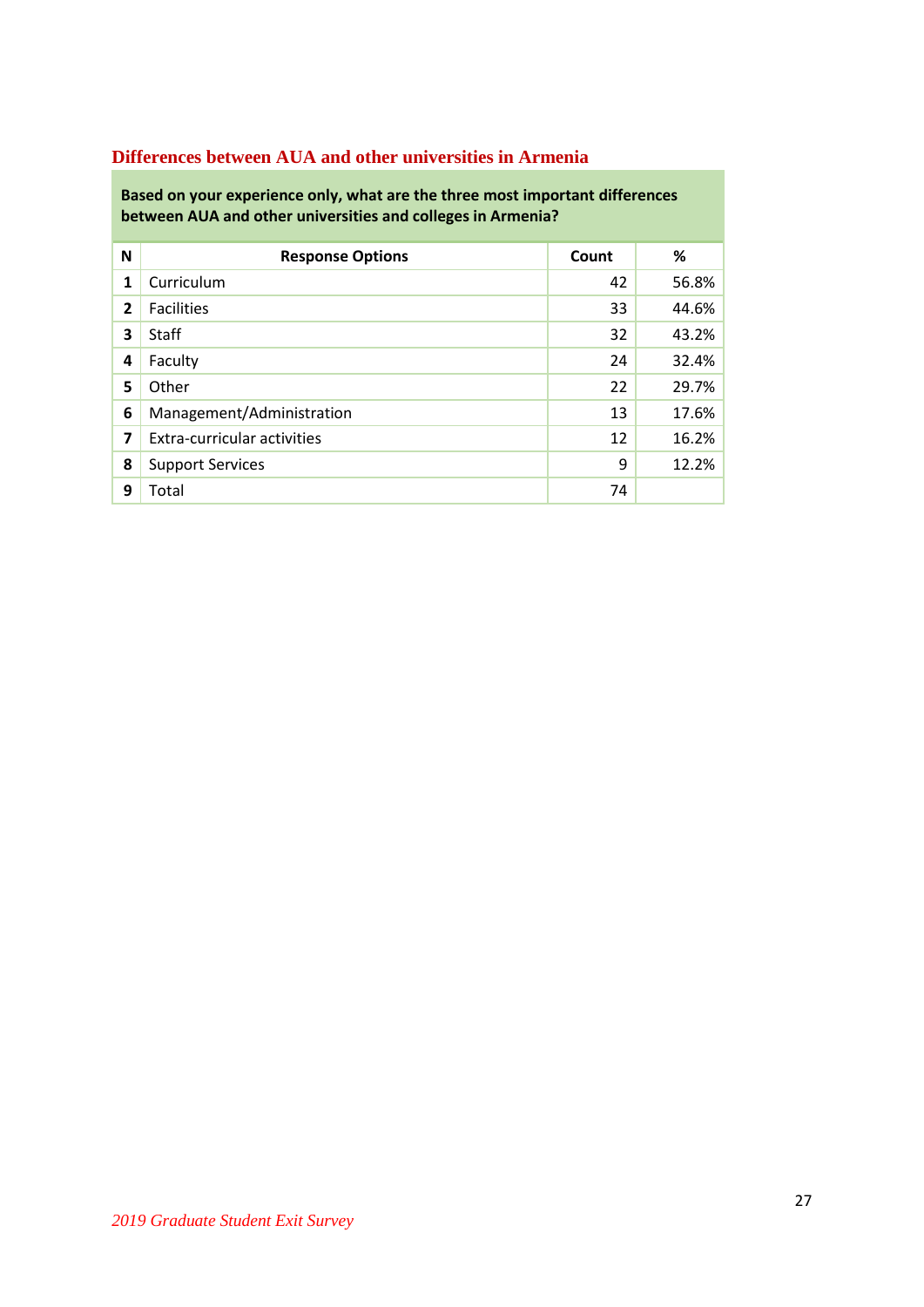## Differences between AUA and other universities in Armenia

**Based on your experience only, what are the three most important differences between AUA and other universities and colleges in Armenia?**

| N | Response Options | Count | % |
|---|---|---|---|
| 1 | Curriculum | 42 | 56.8% |
| 2 | Facilities | 33 | 44.6% |
| 3 | Staff | 32 | 43.2% |
| 4 | Faculty | 24 | 32.4% |
| 5 | Other | 22 | 29.7% |
| 6 | Management/Administration | 13 | 17.6% |
| 7 | Extra-curricular activities | 12 | 16.2% |
| 8 | Support Services | 9 | 12.2% |
| 9 | Total | 74 | |